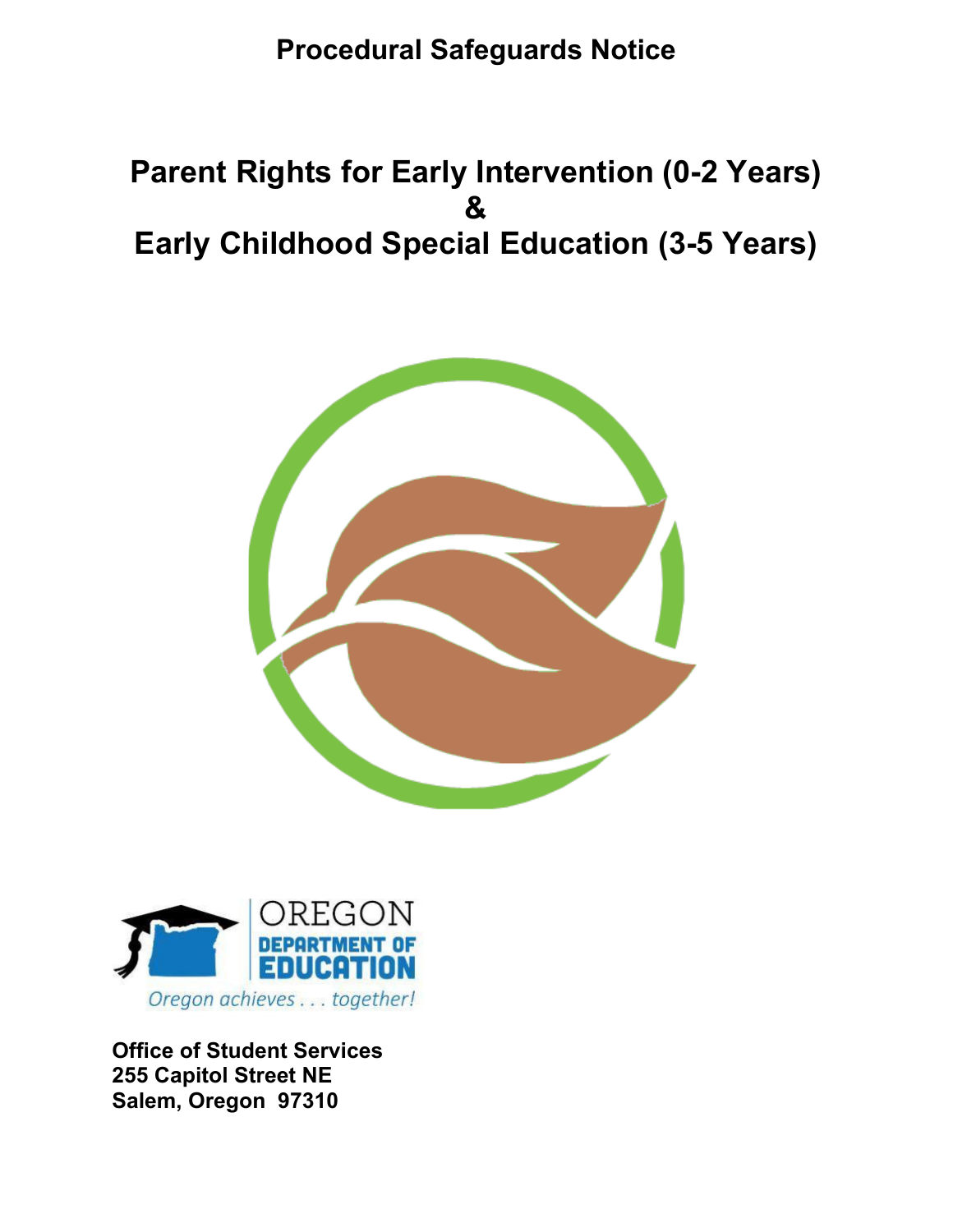**Procedural Safeguards Notice**

# Parent Rights for Early Intervention (0-2 Years) & Early Childhood Special Education (3-5 Years)

OREGON DEPARTMENT OF EDUCATION

*Oregon achieves . . . together!*

**Office of Student Services**
**255 Capitol Street NE**
**Salem, Oregon 97310**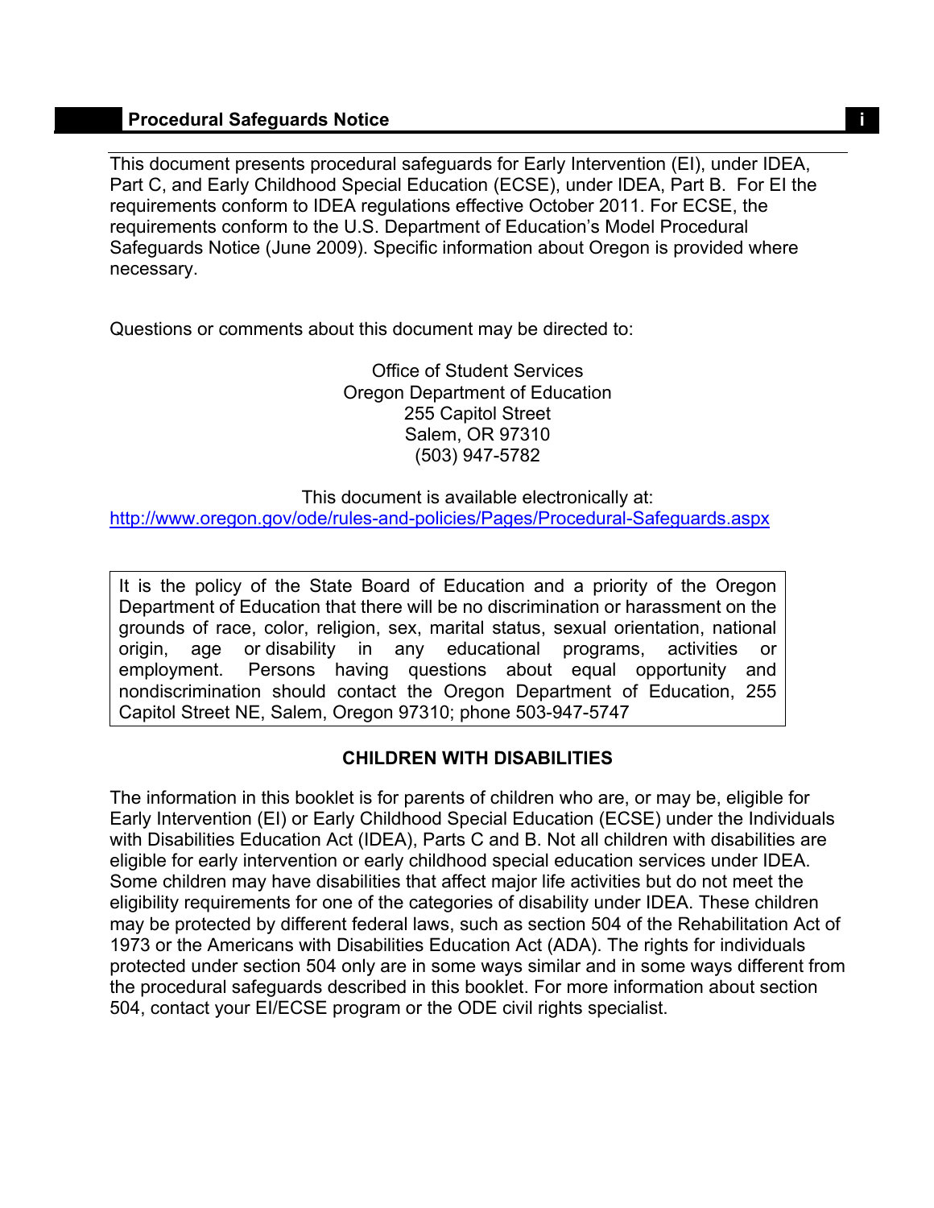This document presents procedural safeguards for Early Intervention (EI), under IDEA, Part C, and Early Childhood Special Education (ECSE), under IDEA, Part B. For EI the requirements conform to IDEA regulations effective October 2011. For ECSE, the requirements conform to the U.S. Department of Education's Model Procedural Safeguards Notice (June 2009). Specific information about Oregon is provided where necessary.

Questions or comments about this document may be directed to:

Office of Student Services
Oregon Department of Education
255 Capitol Street
Salem, OR 97310
(503) 947-5782

This document is available electronically at:
http://www.oregon.gov/ode/rules-and-policies/Pages/Procedural-Safeguards.aspx

It is the policy of the State Board of Education and a priority of the Oregon Department of Education that there will be no discrimination or harassment on the grounds of race, color, religion, sex, marital status, sexual orientation, national origin, age or disability in any educational programs, activities or employment. Persons having questions about equal opportunity and nondiscrimination should contact the Oregon Department of Education, 255 Capitol Street NE, Salem, Oregon 97310; phone 503-947-5747

## CHILDREN WITH DISABILITIES

The information in this booklet is for parents of children who are, or may be, eligible for Early Intervention (EI) or Early Childhood Special Education (ECSE) under the Individuals with Disabilities Education Act (IDEA), Parts C and B. Not all children with disabilities are eligible for early intervention or early childhood special education services under IDEA. Some children may have disabilities that affect major life activities but do not meet the eligibility requirements for one of the categories of disability under IDEA. These children may be protected by different federal laws, such as section 504 of the Rehabilitation Act of 1973 or the Americans with Disabilities Education Act (ADA). The rights for individuals protected under section 504 only are in some ways similar and in some ways different from the procedural safeguards described in this booklet. For more information about section 504, contact your EI/ECSE program or the ODE civil rights specialist.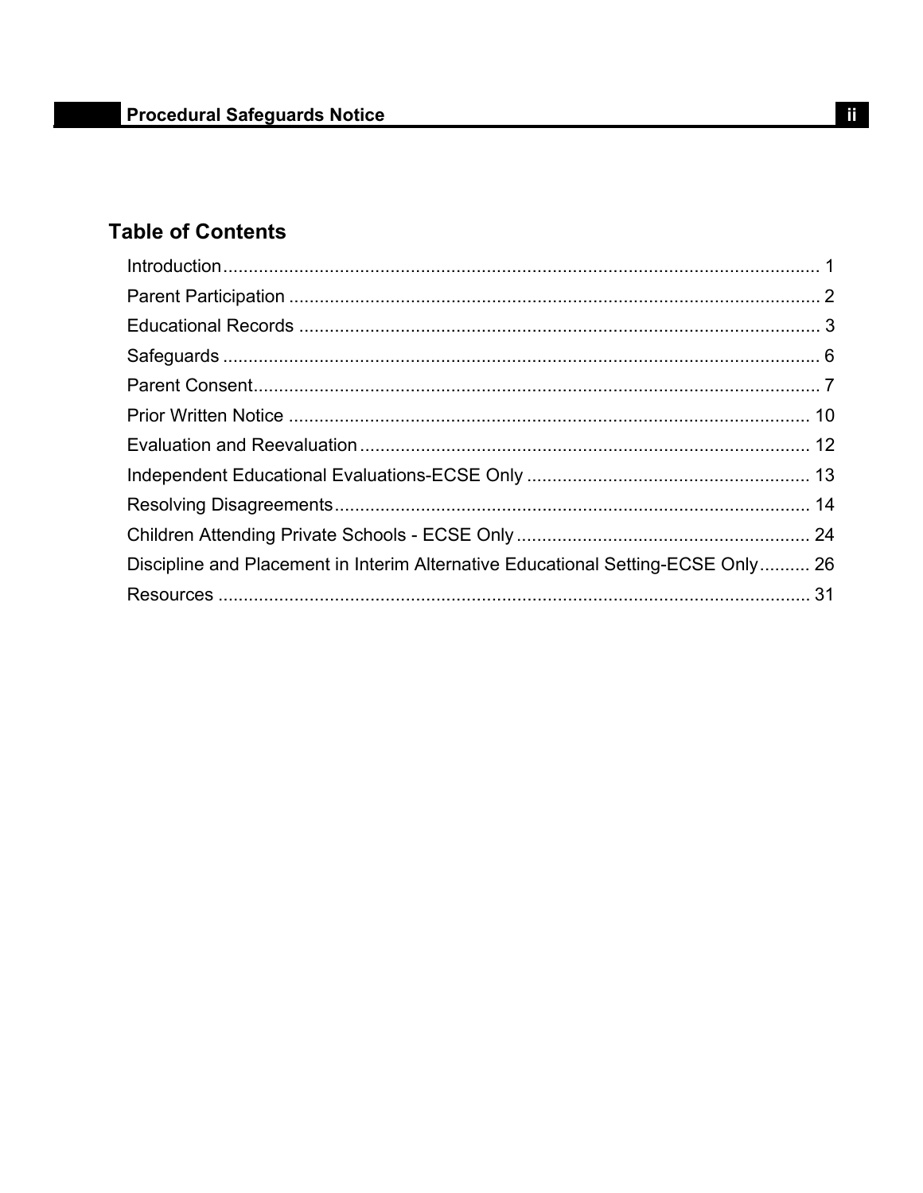## Table of Contents

| | |
|---|---|
| Introduction | 1 |
| Parent Participation | 2 |
| Educational Records | 3 |
| Safeguards | 6 |
| Parent Consent | 7 |
| Prior Written Notice | 10 |
| Evaluation and Reevaluation | 12 |
| Independent Educational Evaluations-ECSE Only | 13 |
| Resolving Disagreements | 14 |
| Children Attending Private Schools - ECSE Only | 24 |
| Discipline and Placement in Interim Alternative Educational Setting-ECSE Only | 26 |
| Resources | 31 |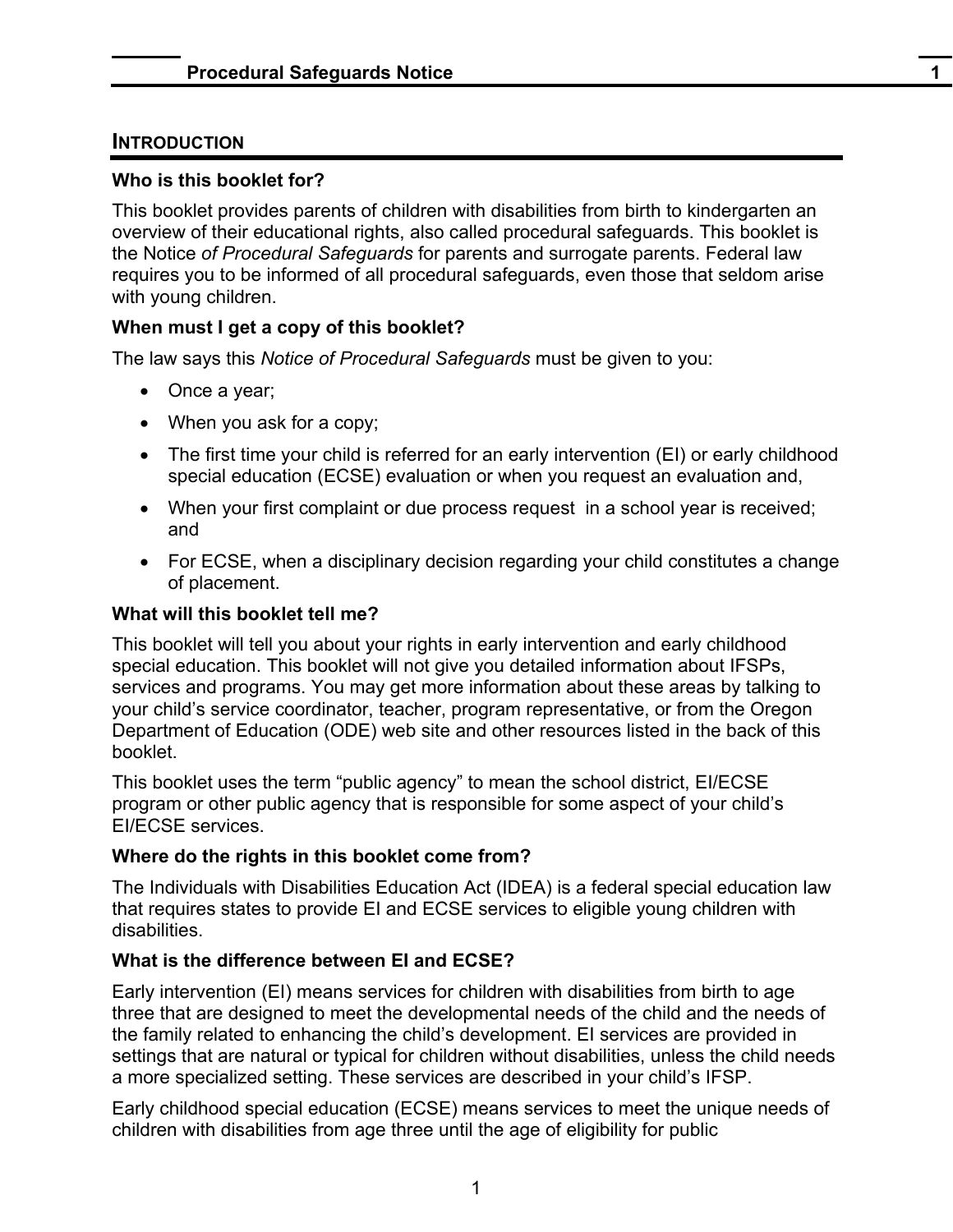## INTRODUCTION

### Who is this booklet for?

This booklet provides parents of children with disabilities from birth to kindergarten an overview of their educational rights, also called procedural safeguards. This booklet is the Notice *of Procedural Safeguards* for parents and surrogate parents. Federal law requires you to be informed of all procedural safeguards, even those that seldom arise with young children.

### When must I get a copy of this booklet?

The law says this *Notice of Procedural Safeguards* must be given to you:

- Once a year;
- When you ask for a copy;
- The first time your child is referred for an early intervention (EI) or early childhood special education (ECSE) evaluation or when you request an evaluation and,
- When your first complaint or due process request in a school year is received; and
- For ECSE, when a disciplinary decision regarding your child constitutes a change of placement.

### What will this booklet tell me?

This booklet will tell you about your rights in early intervention and early childhood special education. This booklet will not give you detailed information about IFSPs, services and programs. You may get more information about these areas by talking to your child's service coordinator, teacher, program representative, or from the Oregon Department of Education (ODE) web site and other resources listed in the back of this booklet.

This booklet uses the term "public agency" to mean the school district, EI/ECSE program or other public agency that is responsible for some aspect of your child's EI/ECSE services.

### Where do the rights in this booklet come from?

The Individuals with Disabilities Education Act (IDEA) is a federal special education law that requires states to provide EI and ECSE services to eligible young children with disabilities.

### What is the difference between EI and ECSE?

Early intervention (EI) means services for children with disabilities from birth to age three that are designed to meet the developmental needs of the child and the needs of the family related to enhancing the child's development. EI services are provided in settings that are natural or typical for children without disabilities, unless the child needs a more specialized setting. These services are described in your child's IFSP.

Early childhood special education (ECSE) means services to meet the unique needs of children with disabilities from age three until the age of eligibility for public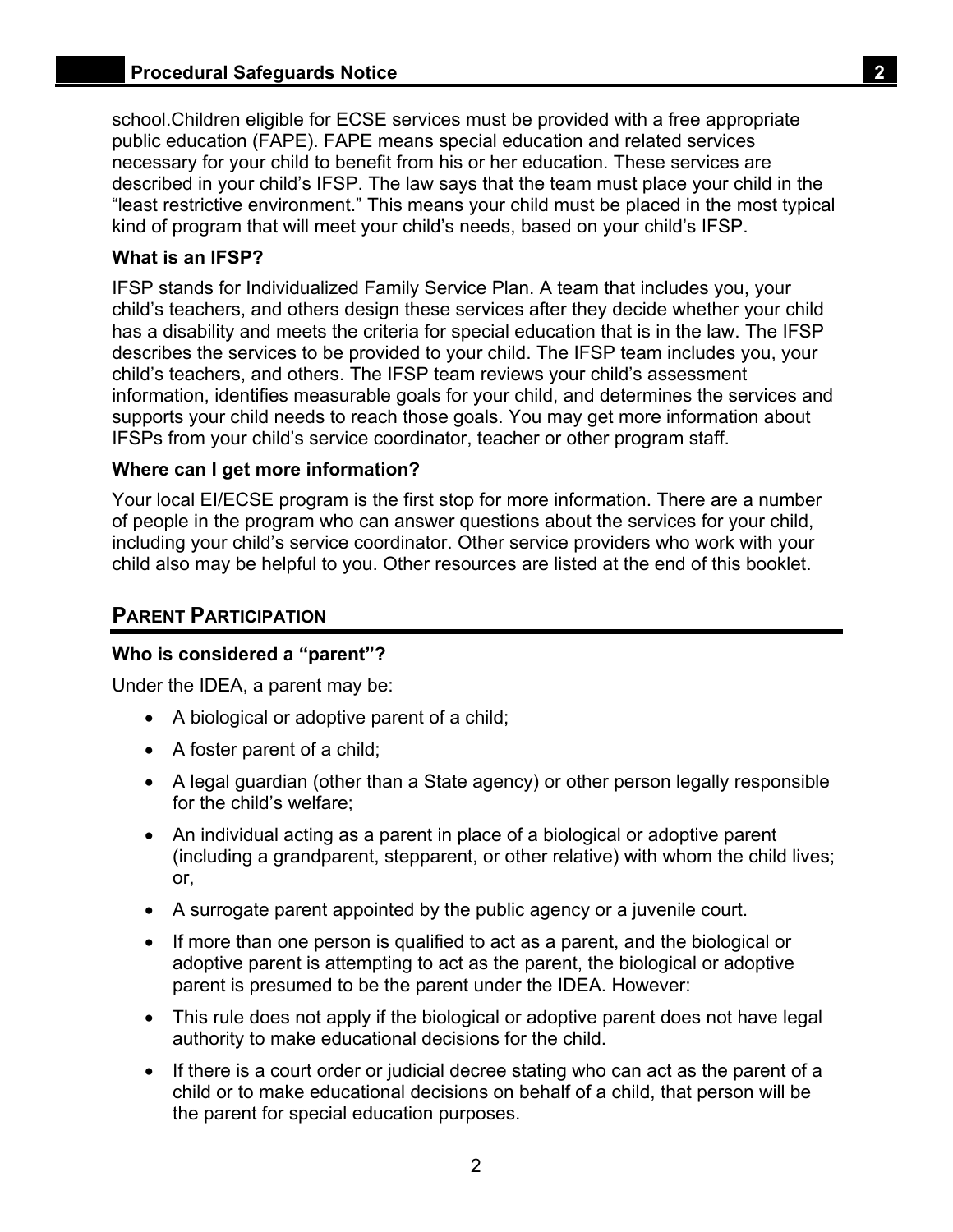school.Children eligible for ECSE services must be provided with a free appropriate public education (FAPE). FAPE means special education and related services necessary for your child to benefit from his or her education. These services are described in your child's IFSP. The law says that the team must place your child in the "least restrictive environment." This means your child must be placed in the most typical kind of program that will meet your child's needs, based on your child's IFSP.

**What is an IFSP?**

IFSP stands for Individualized Family Service Plan. A team that includes you, your child's teachers, and others design these services after they decide whether your child has a disability and meets the criteria for special education that is in the law. The IFSP describes the services to be provided to your child. The IFSP team includes you, your child's teachers, and others. The IFSP team reviews your child's assessment information, identifies measurable goals for your child, and determines the services and supports your child needs to reach those goals. You may get more information about IFSPs from your child's service coordinator, teacher or other program staff.

**Where can I get more information?**

Your local EI/ECSE program is the first stop for more information. There are a number of people in the program who can answer questions about the services for your child, including your child's service coordinator. Other service providers who work with your child also may be helpful to you. Other resources are listed at the end of this booklet.

## PARENT PARTICIPATION

**Who is considered a "parent"?**

Under the IDEA, a parent may be:

- A biological or adoptive parent of a child;
- A foster parent of a child;
- A legal guardian (other than a State agency) or other person legally responsible for the child's welfare;
- An individual acting as a parent in place of a biological or adoptive parent (including a grandparent, stepparent, or other relative) with whom the child lives; or,
- A surrogate parent appointed by the public agency or a juvenile court.
- If more than one person is qualified to act as a parent, and the biological or adoptive parent is attempting to act as the parent, the biological or adoptive parent is presumed to be the parent under the IDEA. However:
- This rule does not apply if the biological or adoptive parent does not have legal authority to make educational decisions for the child.
- If there is a court order or judicial decree stating who can act as the parent of a child or to make educational decisions on behalf of a child, that person will be the parent for special education purposes.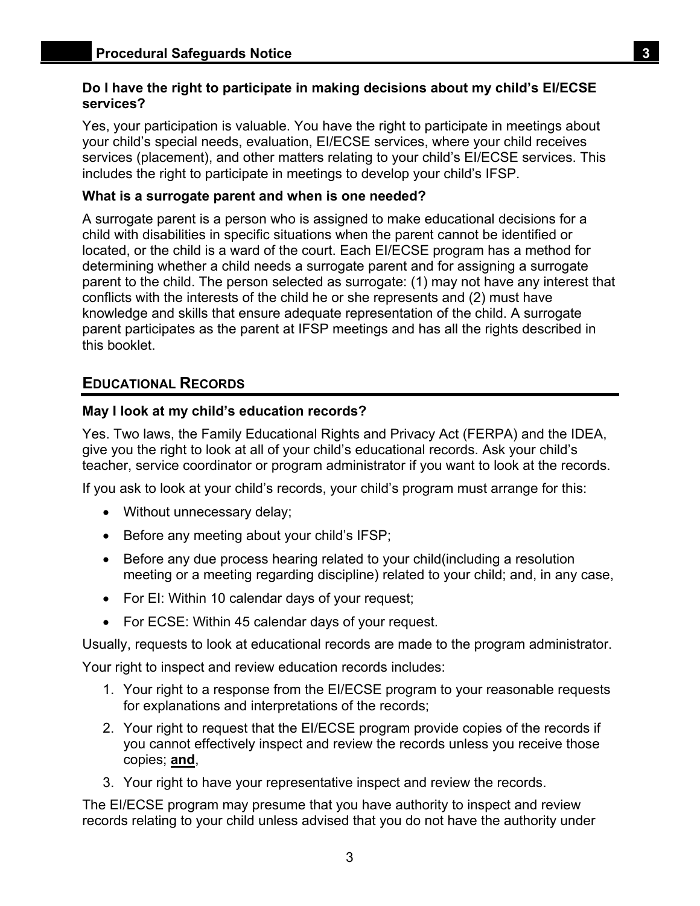**Do I have the right to participate in making decisions about my child's EI/ECSE services?**

Yes, your participation is valuable. You have the right to participate in meetings about your child's special needs, evaluation, EI/ECSE services, where your child receives services (placement), and other matters relating to your child's EI/ECSE services. This includes the right to participate in meetings to develop your child's IFSP.

**What is a surrogate parent and when is one needed?**

A surrogate parent is a person who is assigned to make educational decisions for a child with disabilities in specific situations when the parent cannot be identified or located, or the child is a ward of the court. Each EI/ECSE program has a method for determining whether a child needs a surrogate parent and for assigning a surrogate parent to the child. The person selected as surrogate: (1) may not have any interest that conflicts with the interests of the child he or she represents and (2) must have knowledge and skills that ensure adequate representation of the child. A surrogate parent participates as the parent at IFSP meetings and has all the rights described in this booklet.

## EDUCATIONAL RECORDS

**May I look at my child's education records?**

Yes. Two laws, the Family Educational Rights and Privacy Act (FERPA) and the IDEA, give you the right to look at all of your child's educational records. Ask your child's teacher, service coordinator or program administrator if you want to look at the records.

If you ask to look at your child's records, your child's program must arrange for this:

- Without unnecessary delay;
- Before any meeting about your child's IFSP;
- Before any due process hearing related to your child(including a resolution meeting or a meeting regarding discipline) related to your child; and, in any case,
- For EI: Within 10 calendar days of your request;
- For ECSE: Within 45 calendar days of your request.

Usually, requests to look at educational records are made to the program administrator.

Your right to inspect and review education records includes:

1. Your right to a response from the EI/ECSE program to your reasonable requests for explanations and interpretations of the records;
2. Your right to request that the EI/ECSE program provide copies of the records if you cannot effectively inspect and review the records unless you receive those copies; **and**,
3. Your right to have your representative inspect and review the records.

The EI/ECSE program may presume that you have authority to inspect and review records relating to your child unless advised that you do not have the authority under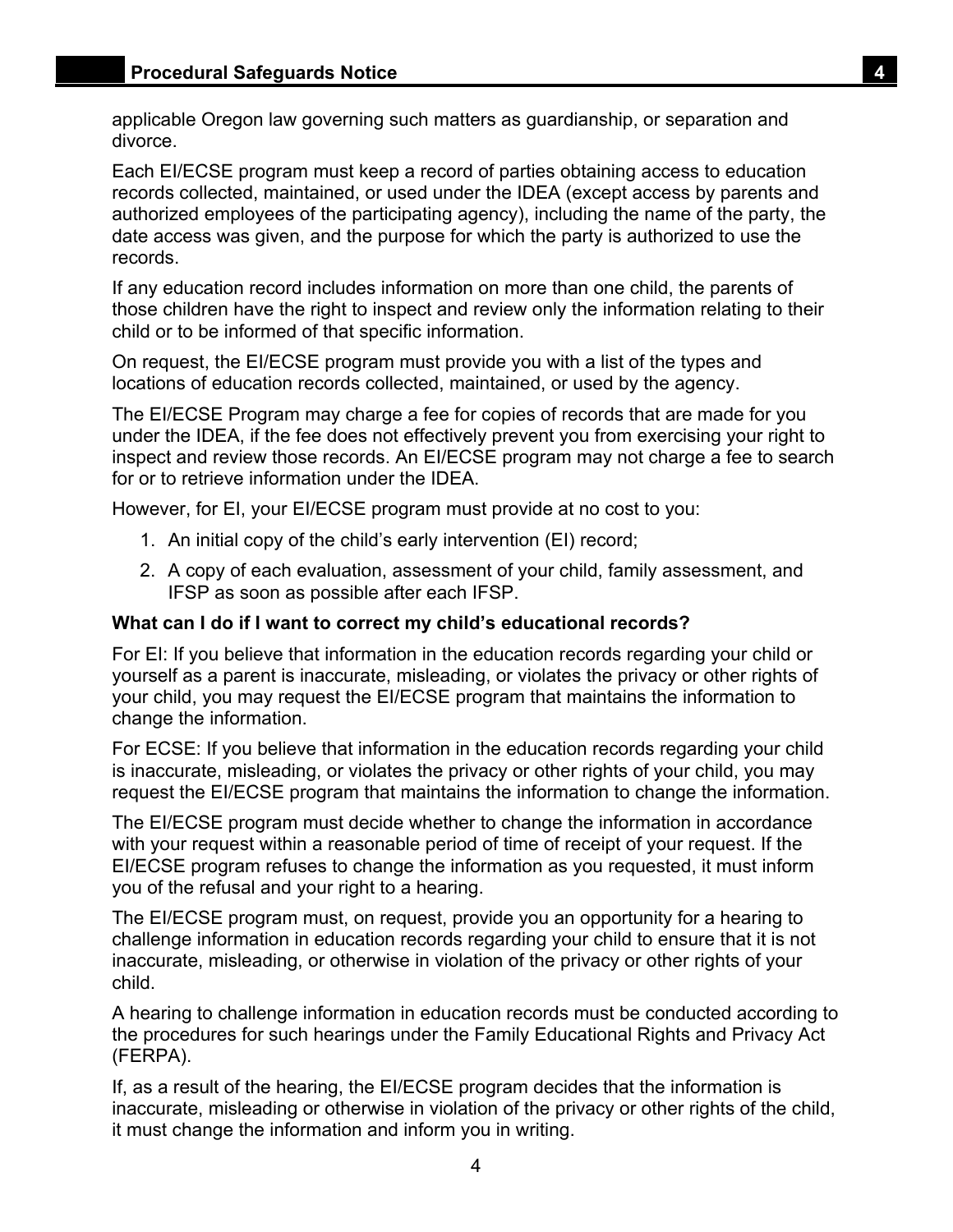applicable Oregon law governing such matters as guardianship, or separation and divorce.

Each EI/ECSE program must keep a record of parties obtaining access to education records collected, maintained, or used under the IDEA (except access by parents and authorized employees of the participating agency), including the name of the party, the date access was given, and the purpose for which the party is authorized to use the records.

If any education record includes information on more than one child, the parents of those children have the right to inspect and review only the information relating to their child or to be informed of that specific information.

On request, the EI/ECSE program must provide you with a list of the types and locations of education records collected, maintained, or used by the agency.

The EI/ECSE Program may charge a fee for copies of records that are made for you under the IDEA, if the fee does not effectively prevent you from exercising your right to inspect and review those records. An EI/ECSE program may not charge a fee to search for or to retrieve information under the IDEA.

However, for EI, your EI/ECSE program must provide at no cost to you:

1. An initial copy of the child's early intervention (EI) record;
2. A copy of each evaluation, assessment of your child, family assessment, and IFSP as soon as possible after each IFSP.

**What can I do if I want to correct my child's educational records?**

For EI: If you believe that information in the education records regarding your child or yourself as a parent is inaccurate, misleading, or violates the privacy or other rights of your child, you may request the EI/ECSE program that maintains the information to change the information.

For ECSE: If you believe that information in the education records regarding your child is inaccurate, misleading, or violates the privacy or other rights of your child, you may request the EI/ECSE program that maintains the information to change the information.

The EI/ECSE program must decide whether to change the information in accordance with your request within a reasonable period of time of receipt of your request. If the EI/ECSE program refuses to change the information as you requested, it must inform you of the refusal and your right to a hearing.

The EI/ECSE program must, on request, provide you an opportunity for a hearing to challenge information in education records regarding your child to ensure that it is not inaccurate, misleading, or otherwise in violation of the privacy or other rights of your child.

A hearing to challenge information in education records must be conducted according to the procedures for such hearings under the Family Educational Rights and Privacy Act (FERPA).

If, as a result of the hearing, the EI/ECSE program decides that the information is inaccurate, misleading or otherwise in violation of the privacy or other rights of the child, it must change the information and inform you in writing.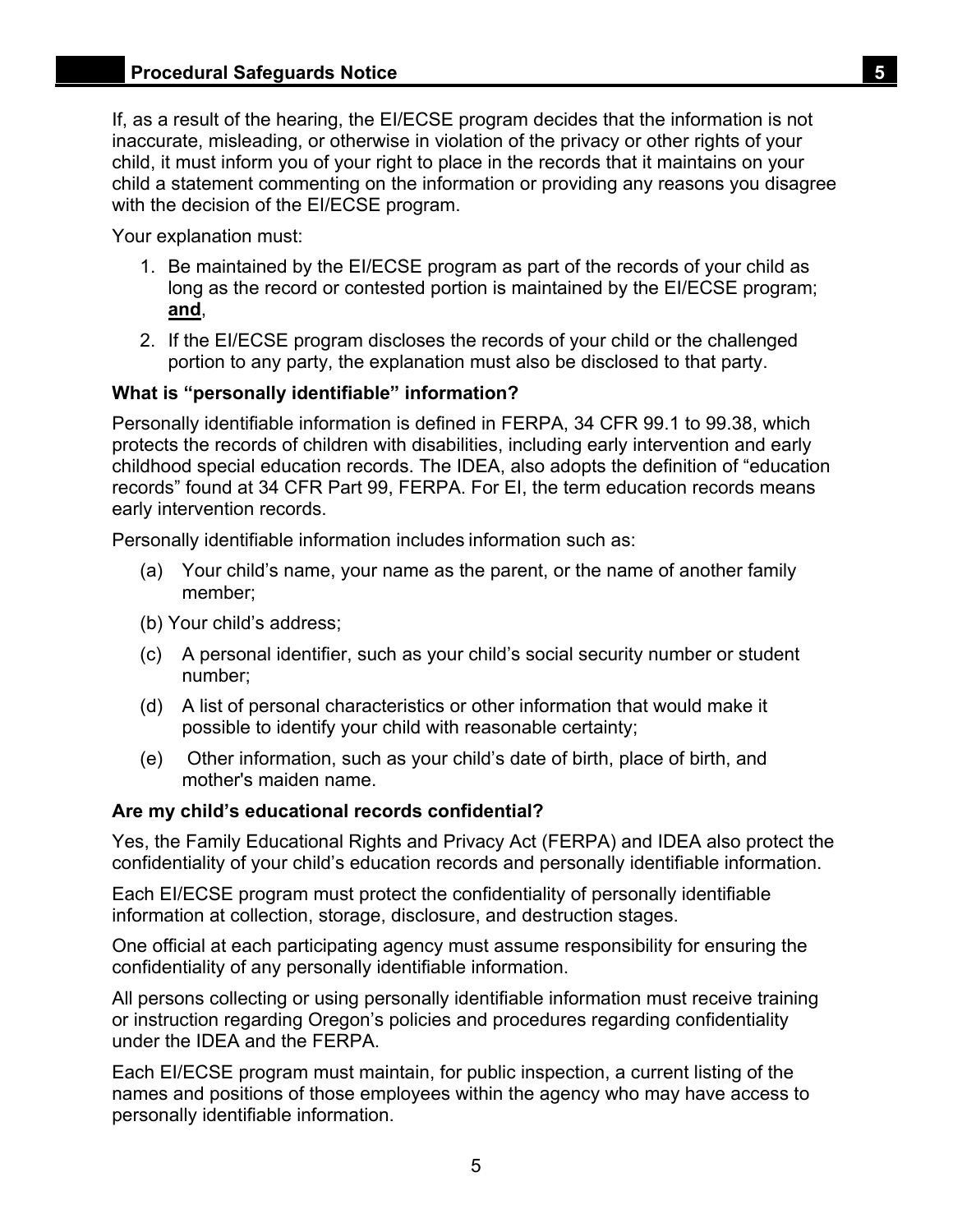If, as a result of the hearing, the EI/ECSE program decides that the information is not inaccurate, misleading, or otherwise in violation of the privacy or other rights of your child, it must inform you of your right to place in the records that it maintains on your child a statement commenting on the information or providing any reasons you disagree with the decision of the EI/ECSE program.

Your explanation must:

1. Be maintained by the EI/ECSE program as part of the records of your child as long as the record or contested portion is maintained by the EI/ECSE program; **and**,
2. If the EI/ECSE program discloses the records of your child or the challenged portion to any party, the explanation must also be disclosed to that party.

### What is "personally identifiable" information?

Personally identifiable information is defined in FERPA, 34 CFR 99.1 to 99.38, which protects the records of children with disabilities, including early intervention and early childhood special education records. The IDEA, also adopts the definition of "education records" found at 34 CFR Part 99, FERPA. For EI, the term education records means early intervention records.

Personally identifiable information includes information such as:

(a) Your child's name, your name as the parent, or the name of another family member;

(b) Your child's address;

(c) A personal identifier, such as your child's social security number or student number;

(d) A list of personal characteristics or other information that would make it possible to identify your child with reasonable certainty;

(e) Other information, such as your child's date of birth, place of birth, and mother's maiden name.

### Are my child's educational records confidential?

Yes, the Family Educational Rights and Privacy Act (FERPA) and IDEA also protect the confidentiality of your child's education records and personally identifiable information.

Each EI/ECSE program must protect the confidentiality of personally identifiable information at collection, storage, disclosure, and destruction stages.

One official at each participating agency must assume responsibility for ensuring the confidentiality of any personally identifiable information.

All persons collecting or using personally identifiable information must receive training or instruction regarding Oregon's policies and procedures regarding confidentiality under the IDEA and the FERPA.

Each EI/ECSE program must maintain, for public inspection, a current listing of the names and positions of those employees within the agency who may have access to personally identifiable information.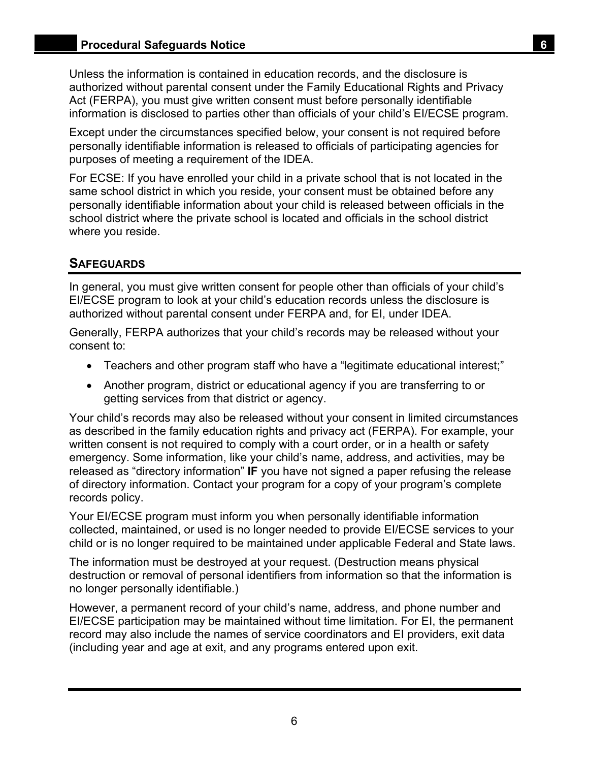Unless the information is contained in education records, and the disclosure is authorized without parental consent under the Family Educational Rights and Privacy Act (FERPA), you must give written consent must before personally identifiable information is disclosed to parties other than officials of your child's EI/ECSE program.

Except under the circumstances specified below, your consent is not required before personally identifiable information is released to officials of participating agencies for purposes of meeting a requirement of the IDEA.

For ECSE: If you have enrolled your child in a private school that is not located in the same school district in which you reside, your consent must be obtained before any personally identifiable information about your child is released between officials in the school district where the private school is located and officials in the school district where you reside.

## SAFEGUARDS

In general, you must give written consent for people other than officials of your child's EI/ECSE program to look at your child's education records unless the disclosure is authorized without parental consent under FERPA and, for EI, under IDEA.

Generally, FERPA authorizes that your child's records may be released without your consent to:

- Teachers and other program staff who have a "legitimate educational interest;"
- Another program, district or educational agency if you are transferring to or getting services from that district or agency.

Your child's records may also be released without your consent in limited circumstances as described in the family education rights and privacy act (FERPA). For example, your written consent is not required to comply with a court order, or in a health or safety emergency. Some information, like your child's name, address, and activities, may be released as "directory information" **IF** you have not signed a paper refusing the release of directory information. Contact your program for a copy of your program's complete records policy.

Your EI/ECSE program must inform you when personally identifiable information collected, maintained, or used is no longer needed to provide EI/ECSE services to your child or is no longer required to be maintained under applicable Federal and State laws.

The information must be destroyed at your request. (Destruction means physical destruction or removal of personal identifiers from information so that the information is no longer personally identifiable.)

However, a permanent record of your child's name, address, and phone number and EI/ECSE participation may be maintained without time limitation. For EI, the permanent record may also include the names of service coordinators and EI providers, exit data (including year and age at exit, and any programs entered upon exit.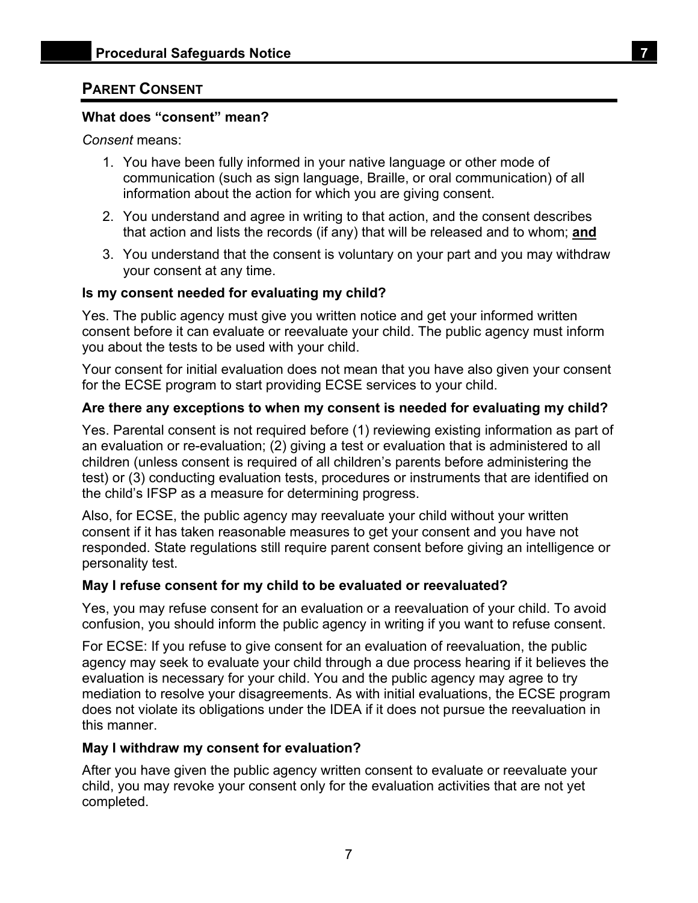## PARENT CONSENT

### What does "consent" mean?

*Consent* means:

1. You have been fully informed in your native language or other mode of communication (such as sign language, Braille, or oral communication) of all information about the action for which you are giving consent.
2. You understand and agree in writing to that action, and the consent describes that action and lists the records (if any) that will be released and to whom; **and**
3. You understand that the consent is voluntary on your part and you may withdraw your consent at any time.

### Is my consent needed for evaluating my child?

Yes. The public agency must give you written notice and get your informed written consent before it can evaluate or reevaluate your child. The public agency must inform you about the tests to be used with your child.

Your consent for initial evaluation does not mean that you have also given your consent for the ECSE program to start providing ECSE services to your child.

### Are there any exceptions to when my consent is needed for evaluating my child?

Yes. Parental consent is not required before (1) reviewing existing information as part of an evaluation or re-evaluation; (2) giving a test or evaluation that is administered to all children (unless consent is required of all children's parents before administering the test) or (3) conducting evaluation tests, procedures or instruments that are identified on the child's IFSP as a measure for determining progress.

Also, for ECSE, the public agency may reevaluate your child without your written consent if it has taken reasonable measures to get your consent and you have not responded. State regulations still require parent consent before giving an intelligence or personality test.

### May I refuse consent for my child to be evaluated or reevaluated?

Yes, you may refuse consent for an evaluation or a reevaluation of your child. To avoid confusion, you should inform the public agency in writing if you want to refuse consent.

For ECSE: If you refuse to give consent for an evaluation of reevaluation, the public agency may seek to evaluate your child through a due process hearing if it believes the evaluation is necessary for your child. You and the public agency may agree to try mediation to resolve your disagreements. As with initial evaluations, the ECSE program does not violate its obligations under the IDEA if it does not pursue the reevaluation in this manner.

### May I withdraw my consent for evaluation?

After you have given the public agency written consent to evaluate or reevaluate your child, you may revoke your consent only for the evaluation activities that are not yet completed.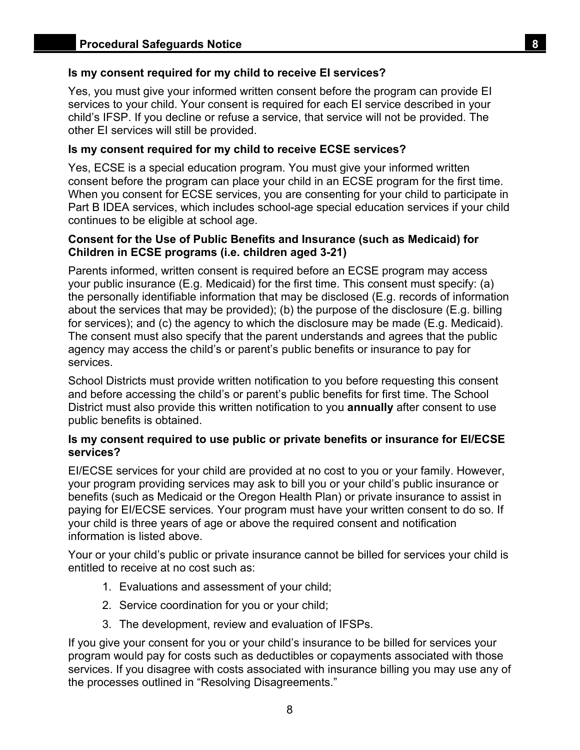### Is my consent required for my child to receive EI services?

Yes, you must give your informed written consent before the program can provide EI services to your child. Your consent is required for each EI service described in your child's IFSP. If you decline or refuse a service, that service will not be provided. The other EI services will still be provided.

### Is my consent required for my child to receive ECSE services?

Yes, ECSE is a special education program. You must give your informed written consent before the program can place your child in an ECSE program for the first time. When you consent for ECSE services, you are consenting for your child to participate in Part B IDEA services, which includes school-age special education services if your child continues to be eligible at school age.

### Consent for the Use of Public Benefits and Insurance (such as Medicaid) for Children in ECSE programs (i.e. children aged 3-21)

Parents informed, written consent is required before an ECSE program may access your public insurance (E.g. Medicaid) for the first time. This consent must specify: (a) the personally identifiable information that may be disclosed (E.g. records of information about the services that may be provided); (b) the purpose of the disclosure (E.g. billing for services); and (c) the agency to which the disclosure may be made (E.g. Medicaid). The consent must also specify that the parent understands and agrees that the public agency may access the child's or parent's public benefits or insurance to pay for services.

School Districts must provide written notification to you before requesting this consent and before accessing the child's or parent's public benefits for first time. The School District must also provide this written notification to you **annually** after consent to use public benefits is obtained.

### Is my consent required to use public or private benefits or insurance for EI/ECSE services?

EI/ECSE services for your child are provided at no cost to you or your family. However, your program providing services may ask to bill you or your child's public insurance or benefits (such as Medicaid or the Oregon Health Plan) or private insurance to assist in paying for EI/ECSE services. Your program must have your written consent to do so. If your child is three years of age or above the required consent and notification information is listed above.

Your or your child's public or private insurance cannot be billed for services your child is entitled to receive at no cost such as:

1. Evaluations and assessment of your child;
2. Service coordination for you or your child;
3. The development, review and evaluation of IFSPs.

If you give your consent for you or your child's insurance to be billed for services your program would pay for costs such as deductibles or copayments associated with those services. If you disagree with costs associated with insurance billing you may use any of the processes outlined in "Resolving Disagreements."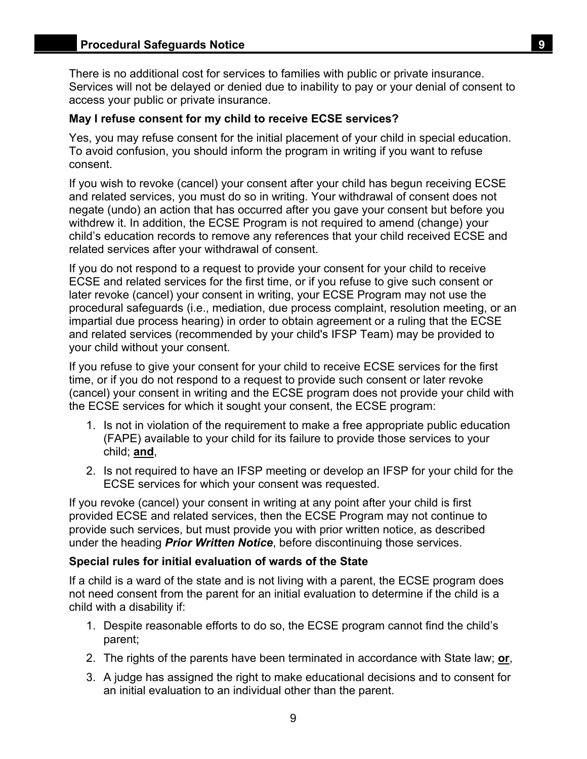There is no additional cost for services to families with public or private insurance. Services will not be delayed or denied due to inability to pay or your denial of consent to access your public or private insurance.

**May I refuse consent for my child to receive ECSE services?**

Yes, you may refuse consent for the initial placement of your child in special education. To avoid confusion, you should inform the program in writing if you want to refuse consent.

If you wish to revoke (cancel) your consent after your child has begun receiving ECSE and related services, you must do so in writing. Your withdrawal of consent does not negate (undo) an action that has occurred after you gave your consent but before you withdrew it. In addition, the ECSE Program is not required to amend (change) your child's education records to remove any references that your child received ECSE and related services after your withdrawal of consent.

If you do not respond to a request to provide your consent for your child to receive ECSE and related services for the first time, or if you refuse to give such consent or later revoke (cancel) your consent in writing, your ECSE Program may not use the procedural safeguards (i.e., mediation, due process complaint, resolution meeting, or an impartial due process hearing) in order to obtain agreement or a ruling that the ECSE and related services (recommended by your child's IFSP Team) may be provided to your child without your consent.

If you refuse to give your consent for your child to receive ECSE services for the first time, or if you do not respond to a request to provide such consent or later revoke (cancel) your consent in writing and the ECSE program does not provide your child with the ECSE services for which it sought your consent, the ECSE program:

1. Is not in violation of the requirement to make a free appropriate public education (FAPE) available to your child for its failure to provide those services to your child; **and**,
2. Is not required to have an IFSP meeting or develop an IFSP for your child for the ECSE services for which your consent was requested.

If you revoke (cancel) your consent in writing at any point after your child is first provided ECSE and related services, then the ECSE Program may not continue to provide such services, but must provide you with prior written notice, as described under the heading ***Prior Written Notice***, before discontinuing those services.

**Special rules for initial evaluation of wards of the State**

If a child is a ward of the state and is not living with a parent, the ECSE program does not need consent from the parent for an initial evaluation to determine if the child is a child with a disability if:

1. Despite reasonable efforts to do so, the ECSE program cannot find the child's parent;
2. The rights of the parents have been terminated in accordance with State law; **or**,
3. A judge has assigned the right to make educational decisions and to consent for an initial evaluation to an individual other than the parent.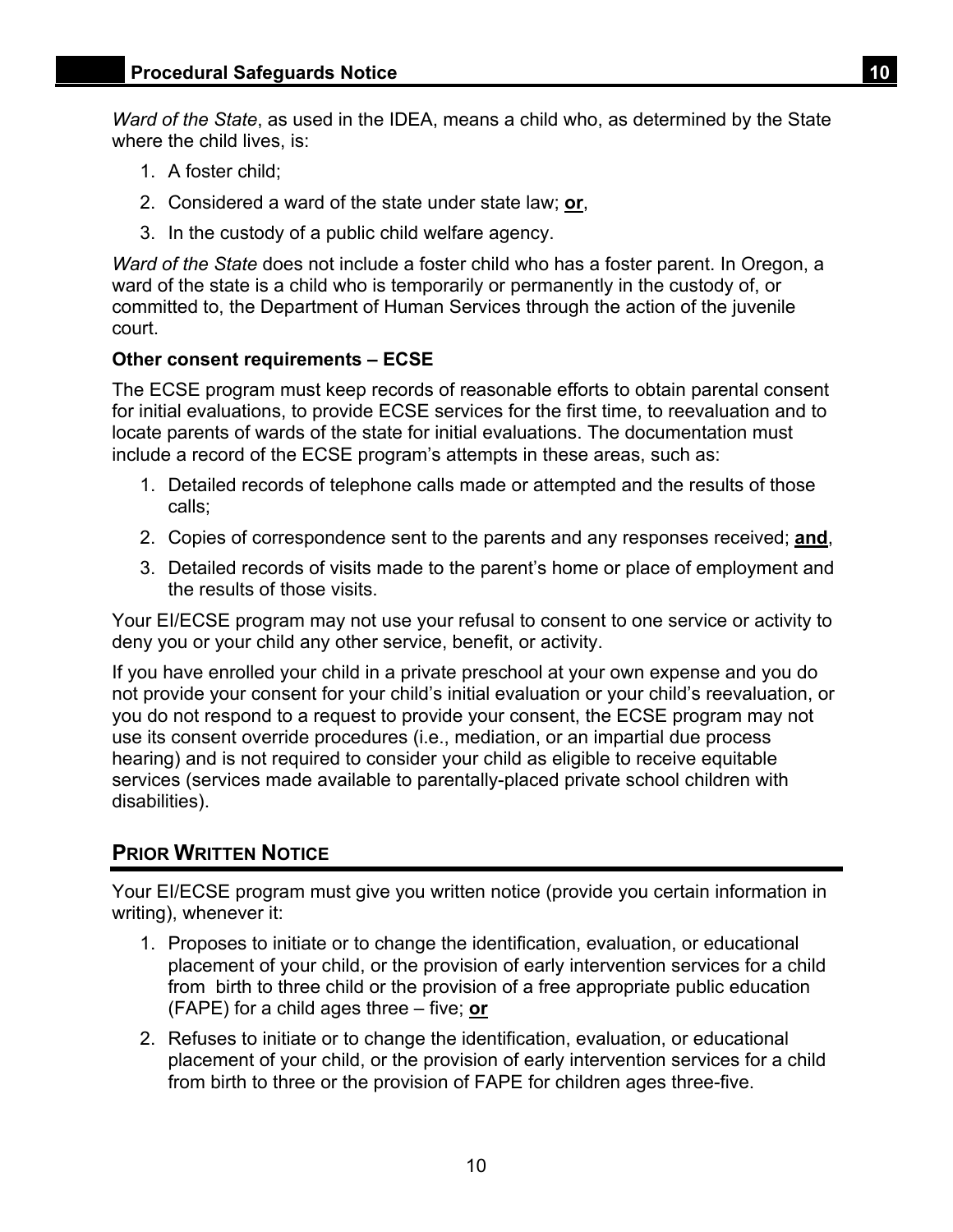*Ward of the State*, as used in the IDEA, means a child who, as determined by the State where the child lives, is:

1. A foster child;
2. Considered a ward of the state under state law; **or**,
3. In the custody of a public child welfare agency.

*Ward of the State* does not include a foster child who has a foster parent. In Oregon, a ward of the state is a child who is temporarily or permanently in the custody of, or committed to, the Department of Human Services through the action of the juvenile court.

**Other consent requirements – ECSE**

The ECSE program must keep records of reasonable efforts to obtain parental consent for initial evaluations, to provide ECSE services for the first time, to reevaluation and to locate parents of wards of the state for initial evaluations. The documentation must include a record of the ECSE program's attempts in these areas, such as:

1. Detailed records of telephone calls made or attempted and the results of those calls;
2. Copies of correspondence sent to the parents and any responses received; **and**,
3. Detailed records of visits made to the parent's home or place of employment and the results of those visits.

Your EI/ECSE program may not use your refusal to consent to one service or activity to deny you or your child any other service, benefit, or activity.

If you have enrolled your child in a private preschool at your own expense and you do not provide your consent for your child's initial evaluation or your child's reevaluation, or you do not respond to a request to provide your consent, the ECSE program may not use its consent override procedures (i.e., mediation, or an impartial due process hearing) and is not required to consider your child as eligible to receive equitable services (services made available to parentally-placed private school children with disabilities).

## PRIOR WRITTEN NOTICE

Your EI/ECSE program must give you written notice (provide you certain information in writing), whenever it:

1. Proposes to initiate or to change the identification, evaluation, or educational placement of your child, or the provision of early intervention services for a child from birth to three child or the provision of a free appropriate public education (FAPE) for a child ages three – five; **or**
2. Refuses to initiate or to change the identification, evaluation, or educational placement of your child, or the provision of early intervention services for a child from birth to three or the provision of FAPE for children ages three-five.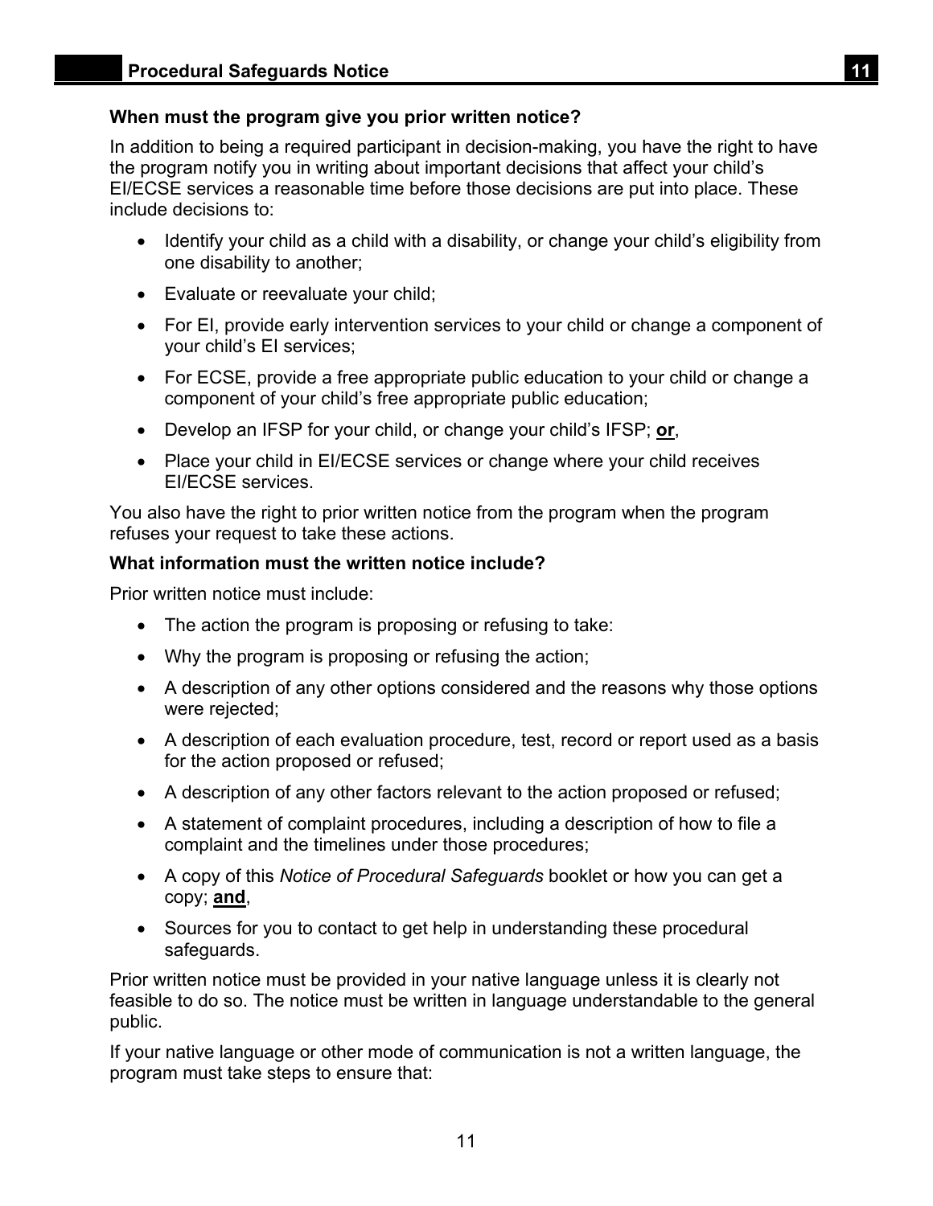**When must the program give you prior written notice?**

In addition to being a required participant in decision-making, you have the right to have the program notify you in writing about important decisions that affect your child's EI/ECSE services a reasonable time before those decisions are put into place. These include decisions to:

- Identify your child as a child with a disability, or change your child's eligibility from one disability to another;
- Evaluate or reevaluate your child;
- For EI, provide early intervention services to your child or change a component of your child's EI services;
- For ECSE, provide a free appropriate public education to your child or change a component of your child's free appropriate public education;
- Develop an IFSP for your child, or change your child's IFSP; **or**,
- Place your child in EI/ECSE services or change where your child receives EI/ECSE services.

You also have the right to prior written notice from the program when the program refuses your request to take these actions.

**What information must the written notice include?**

Prior written notice must include:

- The action the program is proposing or refusing to take:
- Why the program is proposing or refusing the action;
- A description of any other options considered and the reasons why those options were rejected;
- A description of each evaluation procedure, test, record or report used as a basis for the action proposed or refused;
- A description of any other factors relevant to the action proposed or refused;
- A statement of complaint procedures, including a description of how to file a complaint and the timelines under those procedures;
- A copy of this *Notice of Procedural Safeguards* booklet or how you can get a copy; **and**,
- Sources for you to contact to get help in understanding these procedural safeguards.

Prior written notice must be provided in your native language unless it is clearly not feasible to do so. The notice must be written in language understandable to the general public.

If your native language or other mode of communication is not a written language, the program must take steps to ensure that: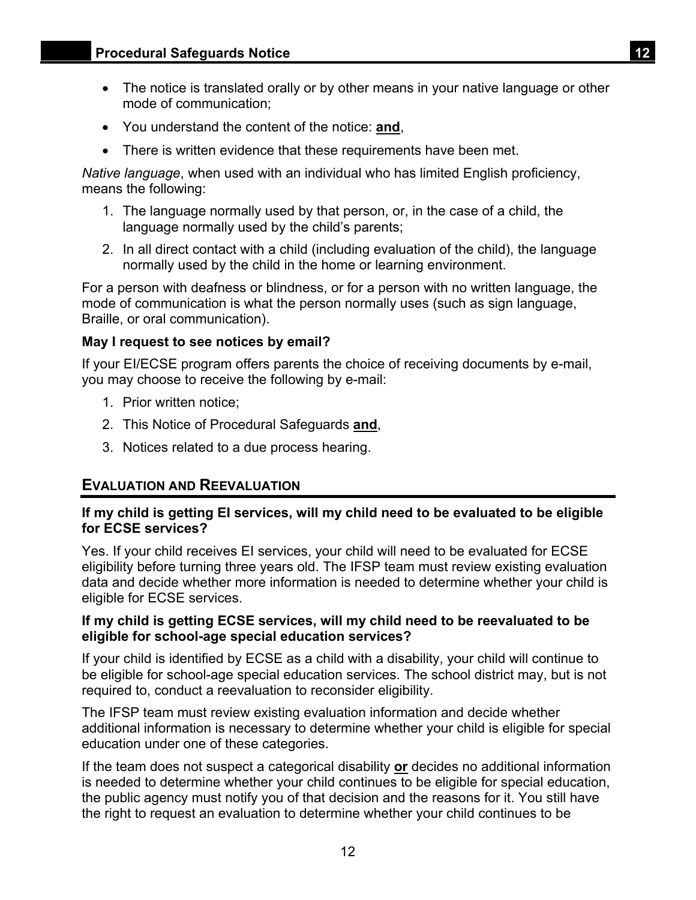- The notice is translated orally or by other means in your native language or other mode of communication;
- You understand the content of the notice: **and**,
- There is written evidence that these requirements have been met.

*Native language*, when used with an individual who has limited English proficiency, means the following:

1. The language normally used by that person, or, in the case of a child, the language normally used by the child's parents;
2. In all direct contact with a child (including evaluation of the child), the language normally used by the child in the home or learning environment.

For a person with deafness or blindness, or for a person with no written language, the mode of communication is what the person normally uses (such as sign language, Braille, or oral communication).

**May I request to see notices by email?**

If your EI/ECSE program offers parents the choice of receiving documents by e-mail, you may choose to receive the following by e-mail:

1. Prior written notice;
2. This Notice of Procedural Safeguards **and**,
3. Notices related to a due process hearing.

## EVALUATION AND REEVALUATION

**If my child is getting EI services, will my child need to be evaluated to be eligible for ECSE services?**

Yes. If your child receives EI services, your child will need to be evaluated for ECSE eligibility before turning three years old. The IFSP team must review existing evaluation data and decide whether more information is needed to determine whether your child is eligible for ECSE services.

**If my child is getting ECSE services, will my child need to be reevaluated to be eligible for school-age special education services?**

If your child is identified by ECSE as a child with a disability, your child will continue to be eligible for school-age special education services. The school district may, but is not required to, conduct a reevaluation to reconsider eligibility.

The IFSP team must review existing evaluation information and decide whether additional information is necessary to determine whether your child is eligible for special education under one of these categories.

If the team does not suspect a categorical disability **or** decides no additional information is needed to determine whether your child continues to be eligible for special education, the public agency must notify you of that decision and the reasons for it. You still have the right to request an evaluation to determine whether your child continues to be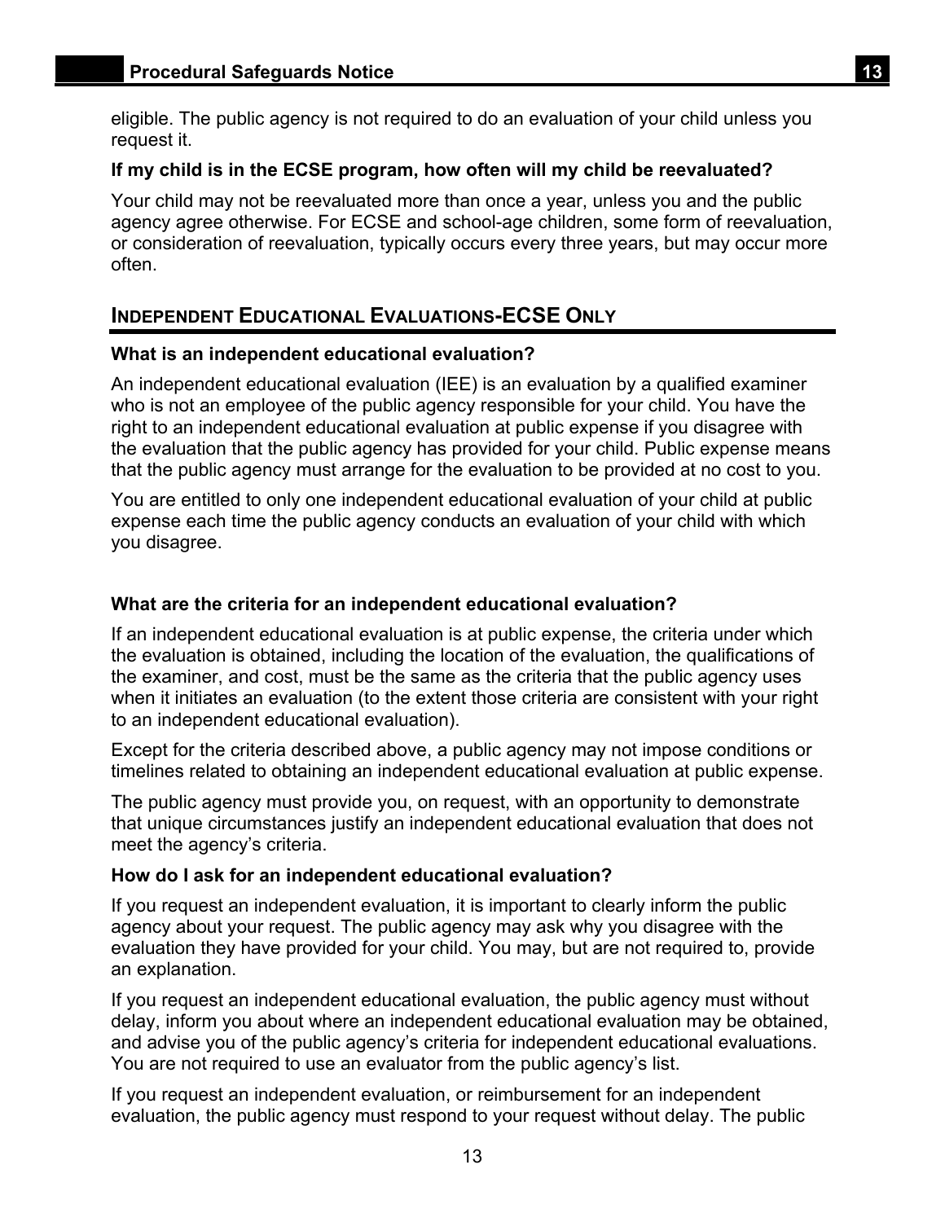eligible. The public agency is not required to do an evaluation of your child unless you request it.

**If my child is in the ECSE program, how often will my child be reevaluated?**

Your child may not be reevaluated more than once a year, unless you and the public agency agree otherwise. For ECSE and school-age children, some form of reevaluation, or consideration of reevaluation, typically occurs every three years, but may occur more often.

## INDEPENDENT EDUCATIONAL EVALUATIONS-ECSE ONLY

**What is an independent educational evaluation?**

An independent educational evaluation (IEE) is an evaluation by a qualified examiner who is not an employee of the public agency responsible for your child. You have the right to an independent educational evaluation at public expense if you disagree with the evaluation that the public agency has provided for your child. Public expense means that the public agency must arrange for the evaluation to be provided at no cost to you.

You are entitled to only one independent educational evaluation of your child at public expense each time the public agency conducts an evaluation of your child with which you disagree.

**What are the criteria for an independent educational evaluation?**

If an independent educational evaluation is at public expense, the criteria under which the evaluation is obtained, including the location of the evaluation, the qualifications of the examiner, and cost, must be the same as the criteria that the public agency uses when it initiates an evaluation (to the extent those criteria are consistent with your right to an independent educational evaluation).

Except for the criteria described above, a public agency may not impose conditions or timelines related to obtaining an independent educational evaluation at public expense.

The public agency must provide you, on request, with an opportunity to demonstrate that unique circumstances justify an independent educational evaluation that does not meet the agency's criteria.

**How do I ask for an independent educational evaluation?**

If you request an independent evaluation, it is important to clearly inform the public agency about your request. The public agency may ask why you disagree with the evaluation they have provided for your child. You may, but are not required to, provide an explanation.

If you request an independent educational evaluation, the public agency must without delay, inform you about where an independent educational evaluation may be obtained, and advise you of the public agency's criteria for independent educational evaluations. You are not required to use an evaluator from the public agency's list.

If you request an independent evaluation, or reimbursement for an independent evaluation, the public agency must respond to your request without delay. The public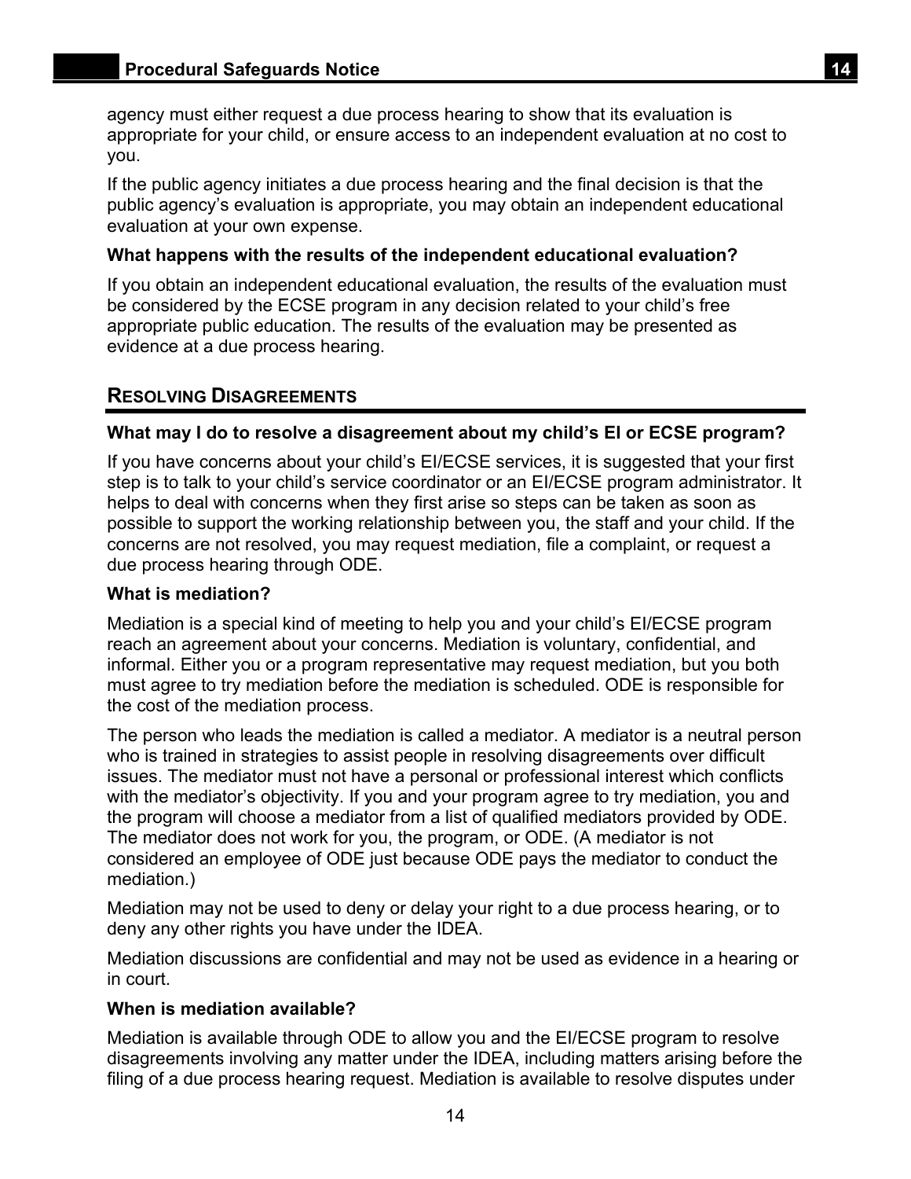agency must either request a due process hearing to show that its evaluation is appropriate for your child, or ensure access to an independent evaluation at no cost to you.

If the public agency initiates a due process hearing and the final decision is that the public agency's evaluation is appropriate, you may obtain an independent educational evaluation at your own expense.

**What happens with the results of the independent educational evaluation?**

If you obtain an independent educational evaluation, the results of the evaluation must be considered by the ECSE program in any decision related to your child's free appropriate public education. The results of the evaluation may be presented as evidence at a due process hearing.

## RESOLVING DISAGREEMENTS

**What may I do to resolve a disagreement about my child's EI or ECSE program?**

If you have concerns about your child's EI/ECSE services, it is suggested that your first step is to talk to your child's service coordinator or an EI/ECSE program administrator. It helps to deal with concerns when they first arise so steps can be taken as soon as possible to support the working relationship between you, the staff and your child. If the concerns are not resolved, you may request mediation, file a complaint, or request a due process hearing through ODE.

**What is mediation?**

Mediation is a special kind of meeting to help you and your child's EI/ECSE program reach an agreement about your concerns. Mediation is voluntary, confidential, and informal. Either you or a program representative may request mediation, but you both must agree to try mediation before the mediation is scheduled. ODE is responsible for the cost of the mediation process.

The person who leads the mediation is called a mediator. A mediator is a neutral person who is trained in strategies to assist people in resolving disagreements over difficult issues. The mediator must not have a personal or professional interest which conflicts with the mediator's objectivity. If you and your program agree to try mediation, you and the program will choose a mediator from a list of qualified mediators provided by ODE. The mediator does not work for you, the program, or ODE. (A mediator is not considered an employee of ODE just because ODE pays the mediator to conduct the mediation.)

Mediation may not be used to deny or delay your right to a due process hearing, or to deny any other rights you have under the IDEA.

Mediation discussions are confidential and may not be used as evidence in a hearing or in court.

**When is mediation available?**

Mediation is available through ODE to allow you and the EI/ECSE program to resolve disagreements involving any matter under the IDEA, including matters arising before the filing of a due process hearing request. Mediation is available to resolve disputes under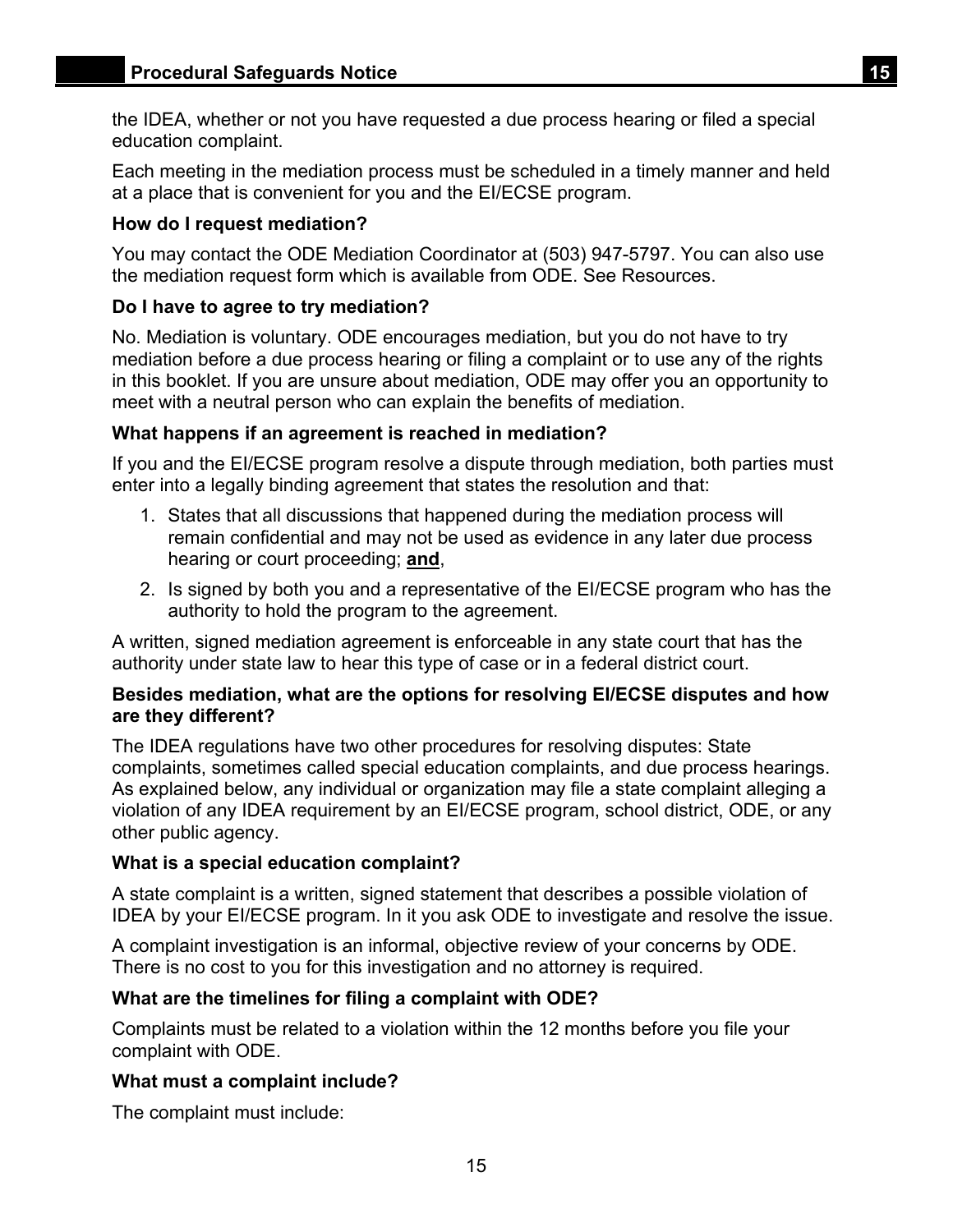the IDEA, whether or not you have requested a due process hearing or filed a special education complaint.

Each meeting in the mediation process must be scheduled in a timely manner and held at a place that is convenient for you and the EI/ECSE program.

**How do I request mediation?**

You may contact the ODE Mediation Coordinator at (503) 947-5797. You can also use the mediation request form which is available from ODE. See Resources.

**Do I have to agree to try mediation?**

No. Mediation is voluntary. ODE encourages mediation, but you do not have to try mediation before a due process hearing or filing a complaint or to use any of the rights in this booklet. If you are unsure about mediation, ODE may offer you an opportunity to meet with a neutral person who can explain the benefits of mediation.

**What happens if an agreement is reached in mediation?**

If you and the EI/ECSE program resolve a dispute through mediation, both parties must enter into a legally binding agreement that states the resolution and that:

1. States that all discussions that happened during the mediation process will remain confidential and may not be used as evidence in any later due process hearing or court proceeding; **and**,
2. Is signed by both you and a representative of the EI/ECSE program who has the authority to hold the program to the agreement.

A written, signed mediation agreement is enforceable in any state court that has the authority under state law to hear this type of case or in a federal district court.

**Besides mediation, what are the options for resolving EI/ECSE disputes and how are they different?**

The IDEA regulations have two other procedures for resolving disputes: State complaints, sometimes called special education complaints, and due process hearings. As explained below, any individual or organization may file a state complaint alleging a violation of any IDEA requirement by an EI/ECSE program, school district, ODE, or any other public agency.

**What is a special education complaint?**

A state complaint is a written, signed statement that describes a possible violation of IDEA by your EI/ECSE program. In it you ask ODE to investigate and resolve the issue.

A complaint investigation is an informal, objective review of your concerns by ODE. There is no cost to you for this investigation and no attorney is required.

**What are the timelines for filing a complaint with ODE?**

Complaints must be related to a violation within the 12 months before you file your complaint with ODE.

**What must a complaint include?**

The complaint must include: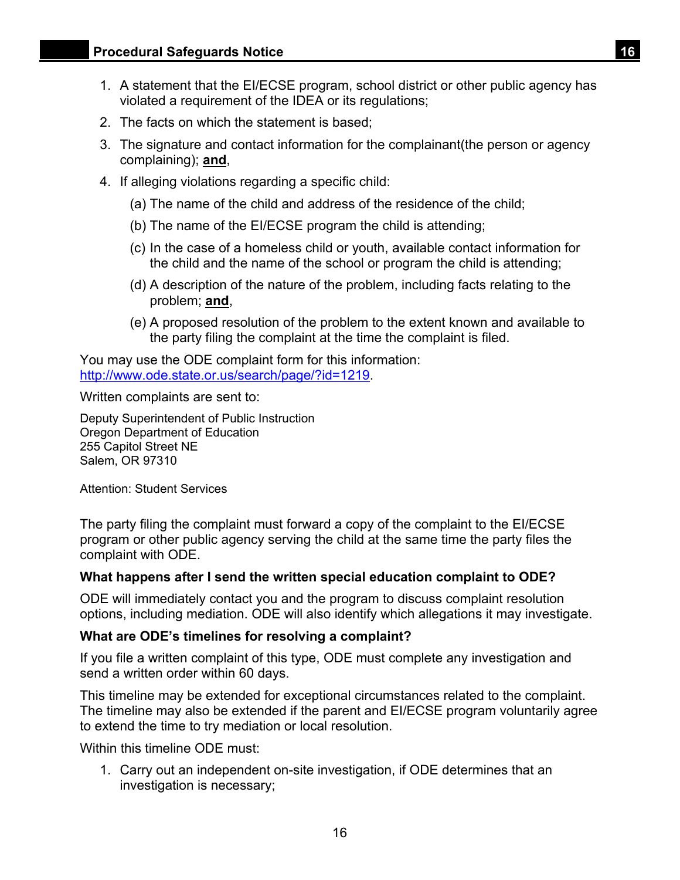1. A statement that the EI/ECSE program, school district or other public agency has violated a requirement of the IDEA or its regulations;
2. The facts on which the statement is based;
3. The signature and contact information for the complainant(the person or agency complaining); **and**,
4. If alleging violations regarding a specific child:
   (a) The name of the child and address of the residence of the child;
   (b) The name of the EI/ECSE program the child is attending;
   (c) In the case of a homeless child or youth, available contact information for the child and the name of the school or program the child is attending;
   (d) A description of the nature of the problem, including facts relating to the problem; **and**,
   (e) A proposed resolution of the problem to the extent known and available to the party filing the complaint at the time the complaint is filed.

You may use the ODE complaint form for this information: http://www.ode.state.or.us/search/page/?id=1219.

Written complaints are sent to:

Deputy Superintendent of Public Instruction
Oregon Department of Education
255 Capitol Street NE
Salem, OR 97310

Attention: Student Services

The party filing the complaint must forward a copy of the complaint to the EI/ECSE program or other public agency serving the child at the same time the party files the complaint with ODE.

**What happens after I send the written special education complaint to ODE?**

ODE will immediately contact you and the program to discuss complaint resolution options, including mediation. ODE will also identify which allegations it may investigate.

**What are ODE's timelines for resolving a complaint?**

If you file a written complaint of this type, ODE must complete any investigation and send a written order within 60 days.

This timeline may be extended for exceptional circumstances related to the complaint. The timeline may also be extended if the parent and EI/ECSE program voluntarily agree to extend the time to try mediation or local resolution.

Within this timeline ODE must:

1. Carry out an independent on-site investigation, if ODE determines that an investigation is necessary;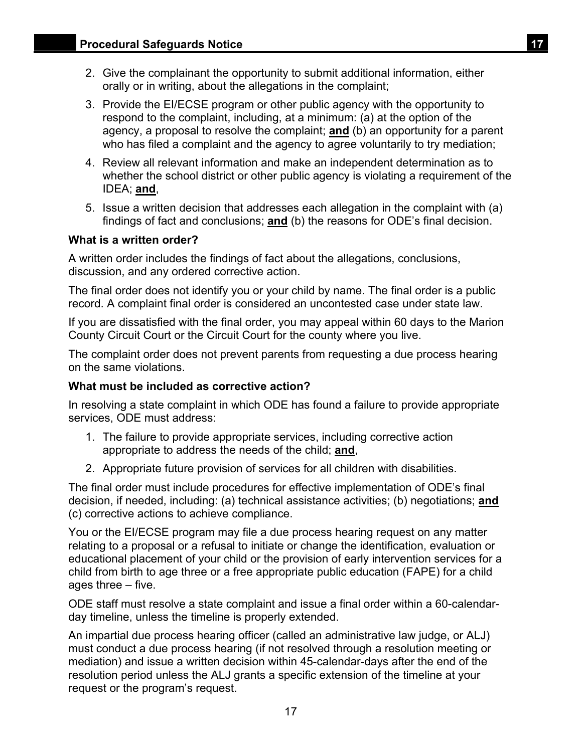2. Give the complainant the opportunity to submit additional information, either orally or in writing, about the allegations in the complaint;
3. Provide the EI/ECSE program or other public agency with the opportunity to respond to the complaint, including, at a minimum: (a) at the option of the agency, a proposal to resolve the complaint; **and** (b) an opportunity for a parent who has filed a complaint and the agency to agree voluntarily to try mediation;
4. Review all relevant information and make an independent determination as to whether the school district or other public agency is violating a requirement of the IDEA; **and**,
5. Issue a written decision that addresses each allegation in the complaint with (a) findings of fact and conclusions; **and** (b) the reasons for ODE's final decision.

**What is a written order?**

A written order includes the findings of fact about the allegations, conclusions, discussion, and any ordered corrective action.

The final order does not identify you or your child by name. The final order is a public record. A complaint final order is considered an uncontested case under state law.

If you are dissatisfied with the final order, you may appeal within 60 days to the Marion County Circuit Court or the Circuit Court for the county where you live.

The complaint order does not prevent parents from requesting a due process hearing on the same violations.

**What must be included as corrective action?**

In resolving a state complaint in which ODE has found a failure to provide appropriate services, ODE must address:

1. The failure to provide appropriate services, including corrective action appropriate to address the needs of the child; **and**,
2. Appropriate future provision of services for all children with disabilities.

The final order must include procedures for effective implementation of ODE's final decision, if needed, including: (a) technical assistance activities; (b) negotiations; **and** (c) corrective actions to achieve compliance.

You or the EI/ECSE program may file a due process hearing request on any matter relating to a proposal or a refusal to initiate or change the identification, evaluation or educational placement of your child or the provision of early intervention services for a child from birth to age three or a free appropriate public education (FAPE) for a child ages three – five.

ODE staff must resolve a state complaint and issue a final order within a 60-calendar-day timeline, unless the timeline is properly extended.

An impartial due process hearing officer (called an administrative law judge, or ALJ) must conduct a due process hearing (if not resolved through a resolution meeting or mediation) and issue a written decision within 45-calendar-days after the end of the resolution period unless the ALJ grants a specific extension of the timeline at your request or the program's request.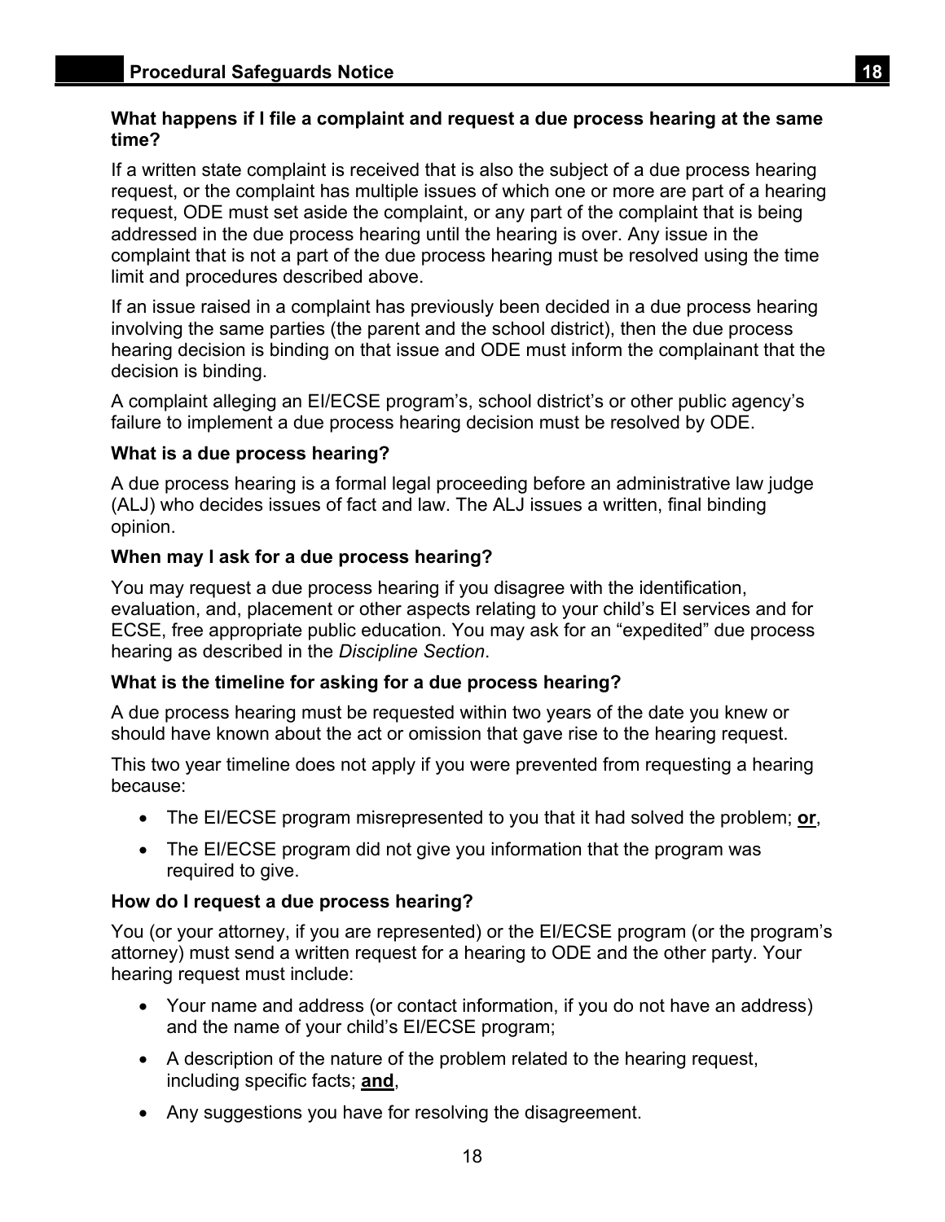**What happens if I file a complaint and request a due process hearing at the same time?**

If a written state complaint is received that is also the subject of a due process hearing request, or the complaint has multiple issues of which one or more are part of a hearing request, ODE must set aside the complaint, or any part of the complaint that is being addressed in the due process hearing until the hearing is over. Any issue in the complaint that is not a part of the due process hearing must be resolved using the time limit and procedures described above.

If an issue raised in a complaint has previously been decided in a due process hearing involving the same parties (the parent and the school district), then the due process hearing decision is binding on that issue and ODE must inform the complainant that the decision is binding.

A complaint alleging an EI/ECSE program's, school district's or other public agency's failure to implement a due process hearing decision must be resolved by ODE.

**What is a due process hearing?**

A due process hearing is a formal legal proceeding before an administrative law judge (ALJ) who decides issues of fact and law. The ALJ issues a written, final binding opinion.

**When may I ask for a due process hearing?**

You may request a due process hearing if you disagree with the identification, evaluation, and, placement or other aspects relating to your child's EI services and for ECSE, free appropriate public education. You may ask for an "expedited" due process hearing as described in the *Discipline Section*.

**What is the timeline for asking for a due process hearing?**

A due process hearing must be requested within two years of the date you knew or should have known about the act or omission that gave rise to the hearing request.

This two year timeline does not apply if you were prevented from requesting a hearing because:

- The EI/ECSE program misrepresented to you that it had solved the problem; **or**,
- The EI/ECSE program did not give you information that the program was required to give.

**How do I request a due process hearing?**

You (or your attorney, if you are represented) or the EI/ECSE program (or the program's attorney) must send a written request for a hearing to ODE and the other party. Your hearing request must include:

- Your name and address (or contact information, if you do not have an address) and the name of your child's EI/ECSE program;
- A description of the nature of the problem related to the hearing request, including specific facts; **and**,
- Any suggestions you have for resolving the disagreement.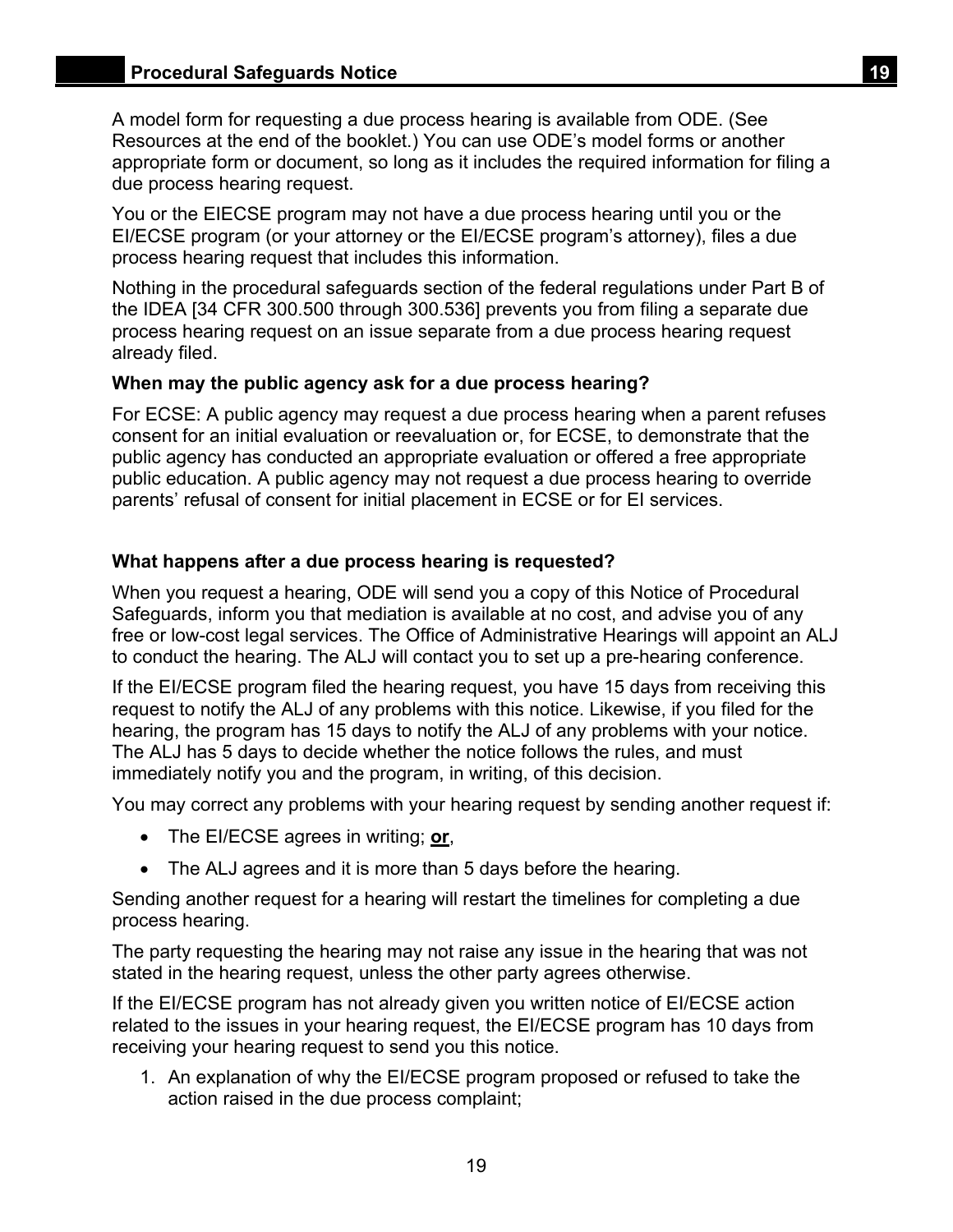A model form for requesting a due process hearing is available from ODE. (See Resources at the end of the booklet.) You can use ODE's model forms or another appropriate form or document, so long as it includes the required information for filing a due process hearing request.

You or the EIECSE program may not have a due process hearing until you or the EI/ECSE program (or your attorney or the EI/ECSE program's attorney), files a due process hearing request that includes this information.

Nothing in the procedural safeguards section of the federal regulations under Part B of the IDEA [34 CFR 300.500 through 300.536] prevents you from filing a separate due process hearing request on an issue separate from a due process hearing request already filed.

**When may the public agency ask for a due process hearing?**

For ECSE: A public agency may request a due process hearing when a parent refuses consent for an initial evaluation or reevaluation or, for ECSE, to demonstrate that the public agency has conducted an appropriate evaluation or offered a free appropriate public education. A public agency may not request a due process hearing to override parents' refusal of consent for initial placement in ECSE or for EI services.

**What happens after a due process hearing is requested?**

When you request a hearing, ODE will send you a copy of this Notice of Procedural Safeguards, inform you that mediation is available at no cost, and advise you of any free or low-cost legal services. The Office of Administrative Hearings will appoint an ALJ to conduct the hearing. The ALJ will contact you to set up a pre-hearing conference.

If the EI/ECSE program filed the hearing request, you have 15 days from receiving this request to notify the ALJ of any problems with this notice. Likewise, if you filed for the hearing, the program has 15 days to notify the ALJ of any problems with your notice. The ALJ has 5 days to decide whether the notice follows the rules, and must immediately notify you and the program, in writing, of this decision.

You may correct any problems with your hearing request by sending another request if:

- The EI/ECSE agrees in writing; **or**,
- The ALJ agrees and it is more than 5 days before the hearing.

Sending another request for a hearing will restart the timelines for completing a due process hearing.

The party requesting the hearing may not raise any issue in the hearing that was not stated in the hearing request, unless the other party agrees otherwise.

If the EI/ECSE program has not already given you written notice of EI/ECSE action related to the issues in your hearing request, the EI/ECSE program has 10 days from receiving your hearing request to send you this notice.

1. An explanation of why the EI/ECSE program proposed or refused to take the action raised in the due process complaint;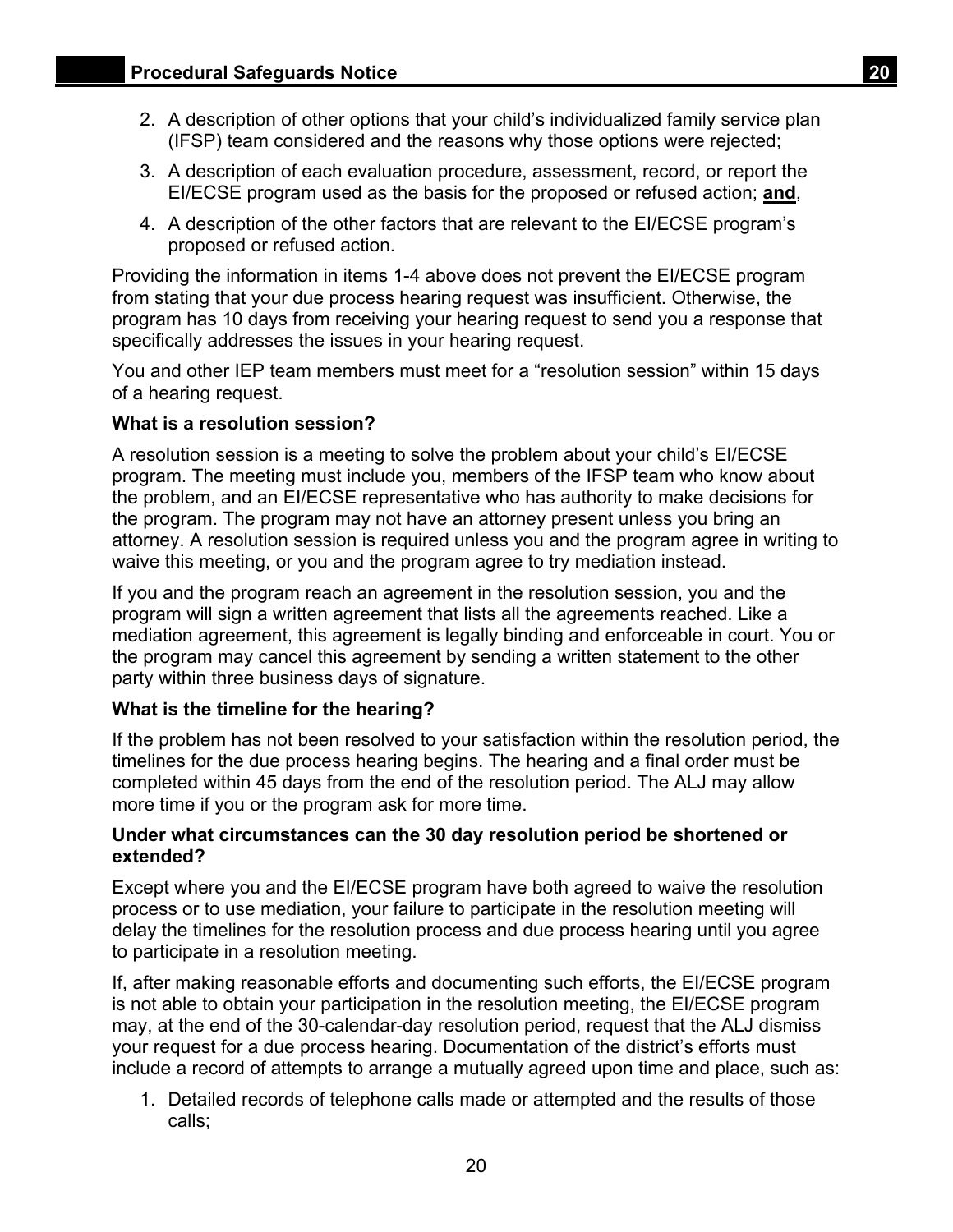2. A description of other options that your child's individualized family service plan (IFSP) team considered and the reasons why those options were rejected;
3. A description of each evaluation procedure, assessment, record, or report the EI/ECSE program used as the basis for the proposed or refused action; **and**,
4. A description of the other factors that are relevant to the EI/ECSE program's proposed or refused action.

Providing the information in items 1-4 above does not prevent the EI/ECSE program from stating that your due process hearing request was insufficient. Otherwise, the program has 10 days from receiving your hearing request to send you a response that specifically addresses the issues in your hearing request.

You and other IEP team members must meet for a "resolution session" within 15 days of a hearing request.

**What is a resolution session?**

A resolution session is a meeting to solve the problem about your child's EI/ECSE program. The meeting must include you, members of the IFSP team who know about the problem, and an EI/ECSE representative who has authority to make decisions for the program. The program may not have an attorney present unless you bring an attorney. A resolution session is required unless you and the program agree in writing to waive this meeting, or you and the program agree to try mediation instead.

If you and the program reach an agreement in the resolution session, you and the program will sign a written agreement that lists all the agreements reached. Like a mediation agreement, this agreement is legally binding and enforceable in court. You or the program may cancel this agreement by sending a written statement to the other party within three business days of signature.

**What is the timeline for the hearing?**

If the problem has not been resolved to your satisfaction within the resolution period, the timelines for the due process hearing begins. The hearing and a final order must be completed within 45 days from the end of the resolution period. The ALJ may allow more time if you or the program ask for more time.

**Under what circumstances can the 30 day resolution period be shortened or extended?**

Except where you and the EI/ECSE program have both agreed to waive the resolution process or to use mediation, your failure to participate in the resolution meeting will delay the timelines for the resolution process and due process hearing until you agree to participate in a resolution meeting.

If, after making reasonable efforts and documenting such efforts, the EI/ECSE program is not able to obtain your participation in the resolution meeting, the EI/ECSE program may, at the end of the 30-calendar-day resolution period, request that the ALJ dismiss your request for a due process hearing. Documentation of the district's efforts must include a record of attempts to arrange a mutually agreed upon time and place, such as:

1. Detailed records of telephone calls made or attempted and the results of those calls;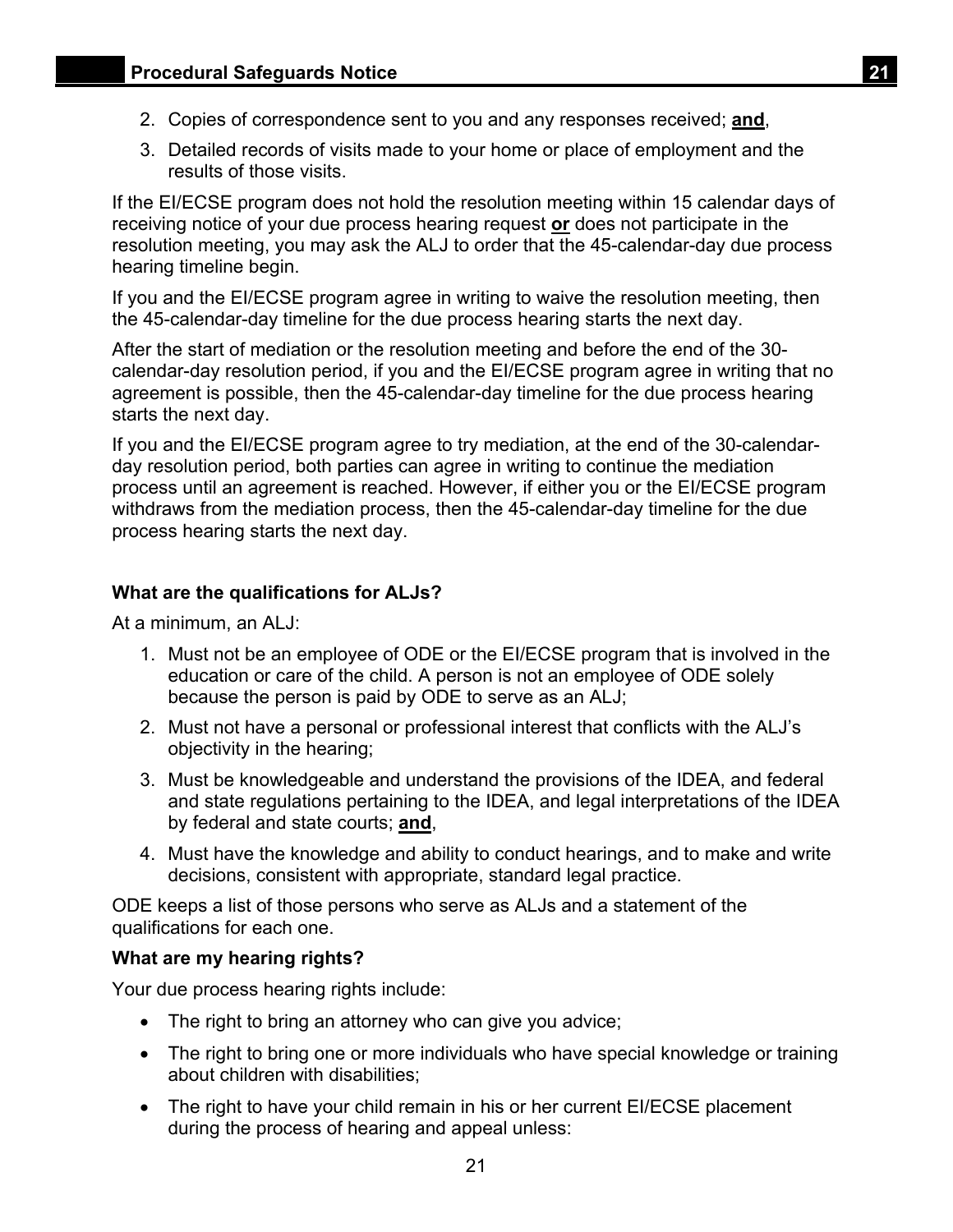2. Copies of correspondence sent to you and any responses received; **and**,
3. Detailed records of visits made to your home or place of employment and the results of those visits.

If the EI/ECSE program does not hold the resolution meeting within 15 calendar days of receiving notice of your due process hearing request **or** does not participate in the resolution meeting, you may ask the ALJ to order that the 45-calendar-day due process hearing timeline begin.

If you and the EI/ECSE program agree in writing to waive the resolution meeting, then the 45-calendar-day timeline for the due process hearing starts the next day.

After the start of mediation or the resolution meeting and before the end of the 30-calendar-day resolution period, if you and the EI/ECSE program agree in writing that no agreement is possible, then the 45-calendar-day timeline for the due process hearing starts the next day.

If you and the EI/ECSE program agree to try mediation, at the end of the 30-calendar-day resolution period, both parties can agree in writing to continue the mediation process until an agreement is reached. However, if either you or the EI/ECSE program withdraws from the mediation process, then the 45-calendar-day timeline for the due process hearing starts the next day.

**What are the qualifications for ALJs?**

At a minimum, an ALJ:

1. Must not be an employee of ODE or the EI/ECSE program that is involved in the education or care of the child. A person is not an employee of ODE solely because the person is paid by ODE to serve as an ALJ;
2. Must not have a personal or professional interest that conflicts with the ALJ's objectivity in the hearing;
3. Must be knowledgeable and understand the provisions of the IDEA, and federal and state regulations pertaining to the IDEA, and legal interpretations of the IDEA by federal and state courts; **and**,
4. Must have the knowledge and ability to conduct hearings, and to make and write decisions, consistent with appropriate, standard legal practice.

ODE keeps a list of those persons who serve as ALJs and a statement of the qualifications for each one.

**What are my hearing rights?**

Your due process hearing rights include:

- The right to bring an attorney who can give you advice;
- The right to bring one or more individuals who have special knowledge or training about children with disabilities;
- The right to have your child remain in his or her current EI/ECSE placement during the process of hearing and appeal unless: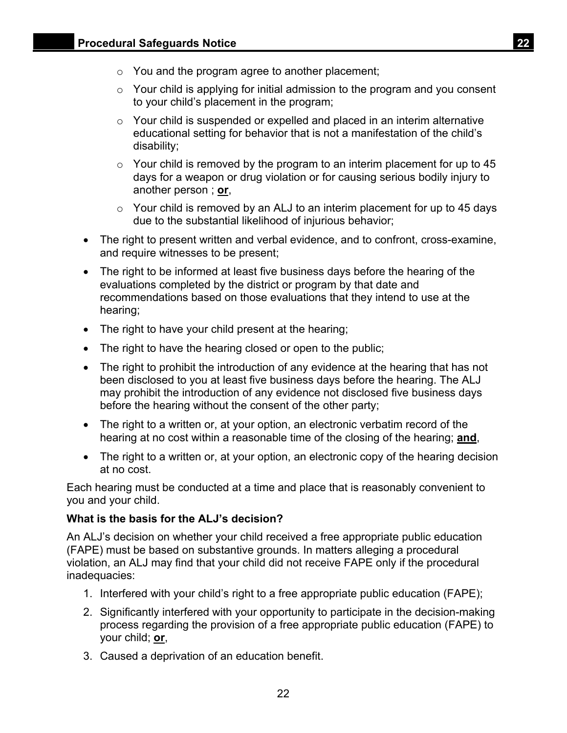- You and the program agree to another placement;
  - Your child is applying for initial admission to the program and you consent to your child's placement in the program;
  - Your child is suspended or expelled and placed in an interim alternative educational setting for behavior that is not a manifestation of the child's disability;
  - Your child is removed by the program to an interim placement for up to 45 days for a weapon or drug violation or for causing serious bodily injury to another person ; **or**,
  - Your child is removed by an ALJ to an interim placement for up to 45 days due to the substantial likelihood of injurious behavior;
- The right to present written and verbal evidence, and to confront, cross-examine, and require witnesses to be present;
- The right to be informed at least five business days before the hearing of the evaluations completed by the district or program by that date and recommendations based on those evaluations that they intend to use at the hearing;
- The right to have your child present at the hearing;
- The right to have the hearing closed or open to the public;
- The right to prohibit the introduction of any evidence at the hearing that has not been disclosed to you at least five business days before the hearing. The ALJ may prohibit the introduction of any evidence not disclosed five business days before the hearing without the consent of the other party;
- The right to a written or, at your option, an electronic verbatim record of the hearing at no cost within a reasonable time of the closing of the hearing; **and**,
- The right to a written or, at your option, an electronic copy of the hearing decision at no cost.

Each hearing must be conducted at a time and place that is reasonably convenient to you and your child.

**What is the basis for the ALJ's decision?**

An ALJ's decision on whether your child received a free appropriate public education (FAPE) must be based on substantive grounds. In matters alleging a procedural violation, an ALJ may find that your child did not receive FAPE only if the procedural inadequacies:

1. Interfered with your child's right to a free appropriate public education (FAPE);
2. Significantly interfered with your opportunity to participate in the decision-making process regarding the provision of a free appropriate public education (FAPE) to your child; **or**,
3. Caused a deprivation of an education benefit.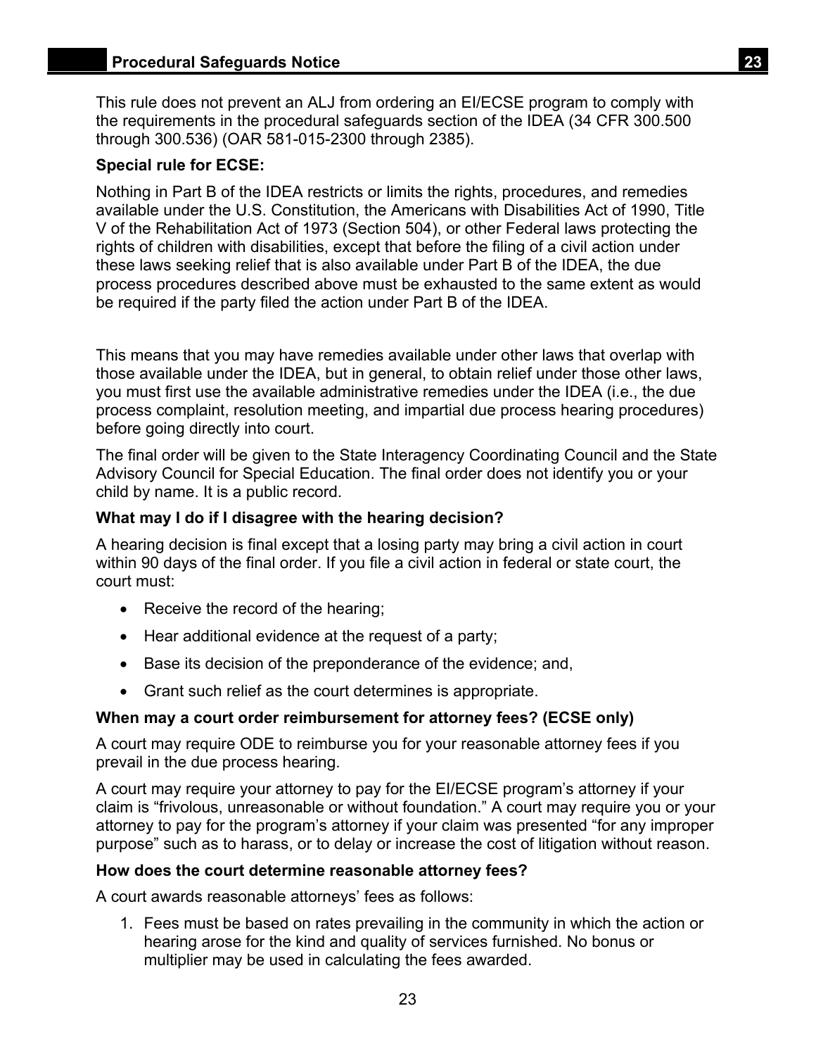This rule does not prevent an ALJ from ordering an EI/ECSE program to comply with the requirements in the procedural safeguards section of the IDEA (34 CFR 300.500 through 300.536) (OAR 581-015-2300 through 2385).

**Special rule for ECSE:**

Nothing in Part B of the IDEA restricts or limits the rights, procedures, and remedies available under the U.S. Constitution, the Americans with Disabilities Act of 1990, Title V of the Rehabilitation Act of 1973 (Section 504), or other Federal laws protecting the rights of children with disabilities, except that before the filing of a civil action under these laws seeking relief that is also available under Part B of the IDEA, the due process procedures described above must be exhausted to the same extent as would be required if the party filed the action under Part B of the IDEA.

This means that you may have remedies available under other laws that overlap with those available under the IDEA, but in general, to obtain relief under those other laws, you must first use the available administrative remedies under the IDEA (i.e., the due process complaint, resolution meeting, and impartial due process hearing procedures) before going directly into court.

The final order will be given to the State Interagency Coordinating Council and the State Advisory Council for Special Education. The final order does not identify you or your child by name. It is a public record.

**What may I do if I disagree with the hearing decision?**

A hearing decision is final except that a losing party may bring a civil action in court within 90 days of the final order. If you file a civil action in federal or state court, the court must:

- Receive the record of the hearing;
- Hear additional evidence at the request of a party;
- Base its decision of the preponderance of the evidence; and,
- Grant such relief as the court determines is appropriate.

**When may a court order reimbursement for attorney fees? (ECSE only)**

A court may require ODE to reimburse you for your reasonable attorney fees if you prevail in the due process hearing.

A court may require your attorney to pay for the EI/ECSE program's attorney if your claim is "frivolous, unreasonable or without foundation." A court may require you or your attorney to pay for the program's attorney if your claim was presented "for any improper purpose" such as to harass, or to delay or increase the cost of litigation without reason.

**How does the court determine reasonable attorney fees?**

A court awards reasonable attorneys' fees as follows:

1. Fees must be based on rates prevailing in the community in which the action or hearing arose for the kind and quality of services furnished. No bonus or multiplier may be used in calculating the fees awarded.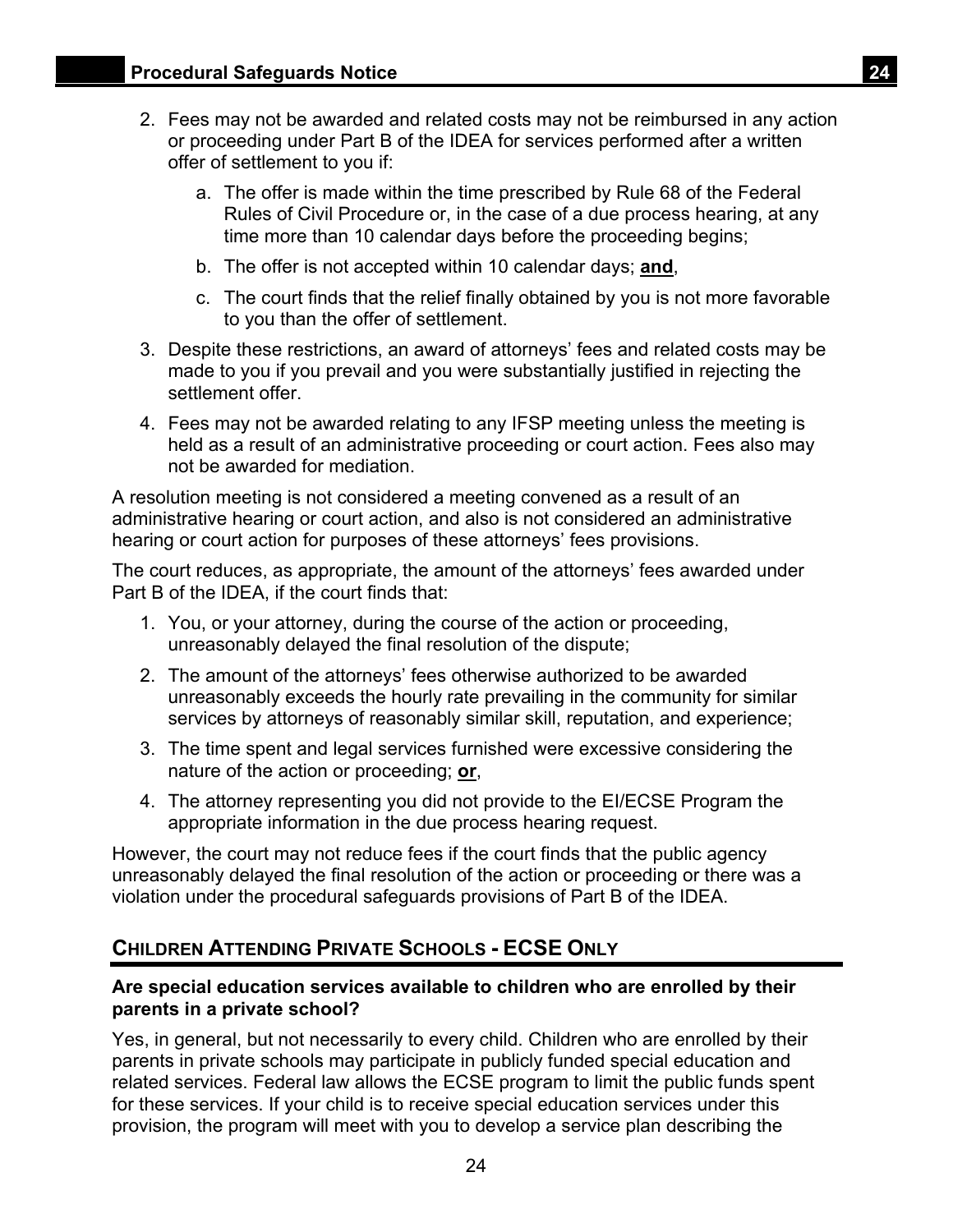2. Fees may not be awarded and related costs may not be reimbursed in any action or proceeding under Part B of the IDEA for services performed after a written offer of settlement to you if:

    a. The offer is made within the time prescribed by Rule 68 of the Federal Rules of Civil Procedure or, in the case of a due process hearing, at any time more than 10 calendar days before the proceeding begins;

    b. The offer is not accepted within 10 calendar days; **and**,

    c. The court finds that the relief finally obtained by you is not more favorable to you than the offer of settlement.

3. Despite these restrictions, an award of attorneys' fees and related costs may be made to you if you prevail and you were substantially justified in rejecting the settlement offer.

4. Fees may not be awarded relating to any IFSP meeting unless the meeting is held as a result of an administrative proceeding or court action. Fees also may not be awarded for mediation.

A resolution meeting is not considered a meeting convened as a result of an administrative hearing or court action, and also is not considered an administrative hearing or court action for purposes of these attorneys' fees provisions.

The court reduces, as appropriate, the amount of the attorneys' fees awarded under Part B of the IDEA, if the court finds that:

1. You, or your attorney, during the course of the action or proceeding, unreasonably delayed the final resolution of the dispute;

2. The amount of the attorneys' fees otherwise authorized to be awarded unreasonably exceeds the hourly rate prevailing in the community for similar services by attorneys of reasonably similar skill, reputation, and experience;

3. The time spent and legal services furnished were excessive considering the nature of the action or proceeding; **or**,

4. The attorney representing you did not provide to the EI/ECSE Program the appropriate information in the due process hearing request.

However, the court may not reduce fees if the court finds that the public agency unreasonably delayed the final resolution of the action or proceeding or there was a violation under the procedural safeguards provisions of Part B of the IDEA.

## CHILDREN ATTENDING PRIVATE SCHOOLS - ECSE ONLY

**Are special education services available to children who are enrolled by their parents in a private school?**

Yes, in general, but not necessarily to every child. Children who are enrolled by their parents in private schools may participate in publicly funded special education and related services. Federal law allows the ECSE program to limit the public funds spent for these services. If your child is to receive special education services under this provision, the program will meet with you to develop a service plan describing the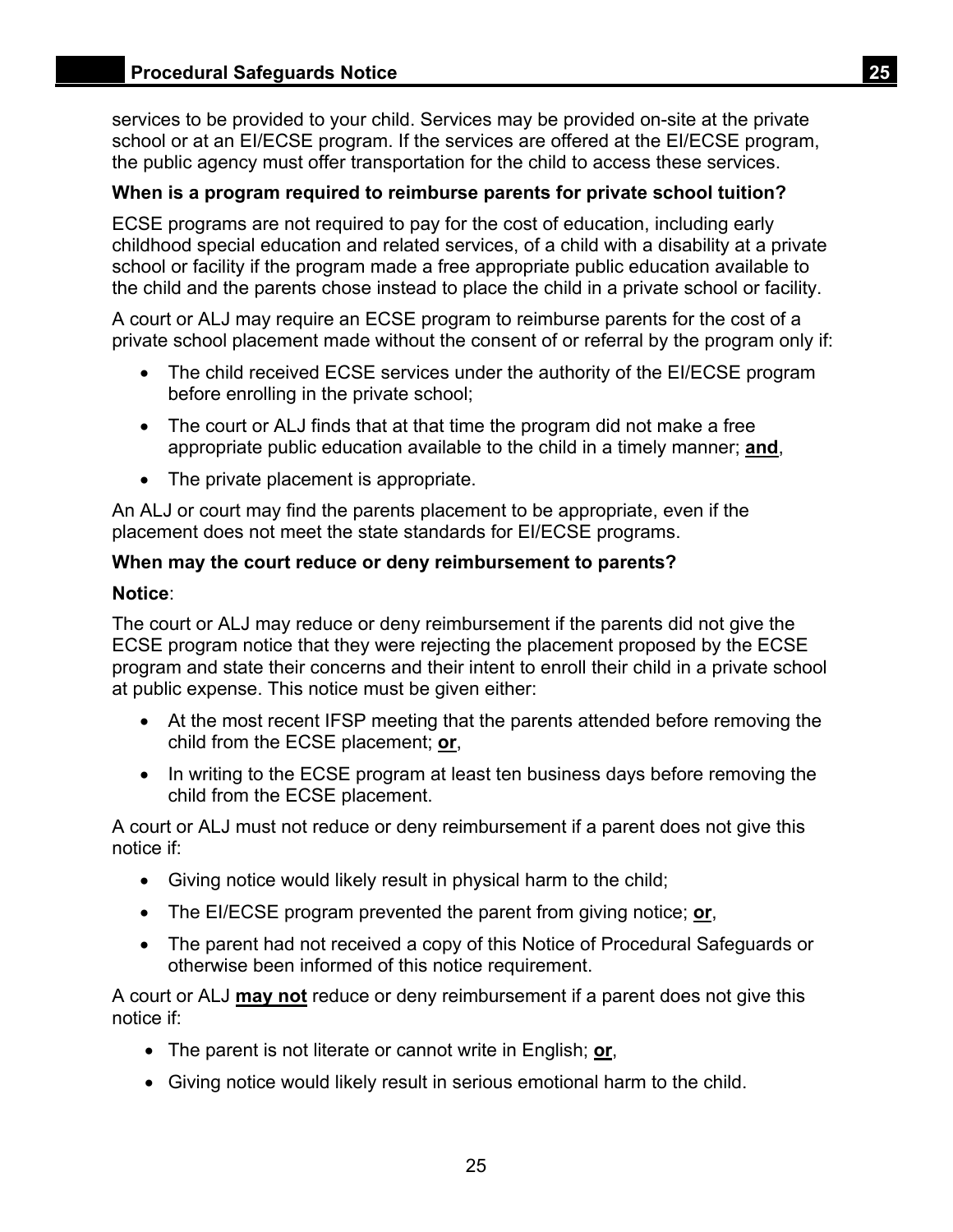services to be provided to your child. Services may be provided on-site at the private school or at an EI/ECSE program. If the services are offered at the EI/ECSE program, the public agency must offer transportation for the child to access these services.

**When is a program required to reimburse parents for private school tuition?**

ECSE programs are not required to pay for the cost of education, including early childhood special education and related services, of a child with a disability at a private school or facility if the program made a free appropriate public education available to the child and the parents chose instead to place the child in a private school or facility.

A court or ALJ may require an ECSE program to reimburse parents for the cost of a private school placement made without the consent of or referral by the program only if:

- The child received ECSE services under the authority of the EI/ECSE program before enrolling in the private school;
- The court or ALJ finds that at that time the program did not make a free appropriate public education available to the child in a timely manner; **and**,
- The private placement is appropriate.

An ALJ or court may find the parents placement to be appropriate, even if the placement does not meet the state standards for EI/ECSE programs.

**When may the court reduce or deny reimbursement to parents?**

**Notice**:

The court or ALJ may reduce or deny reimbursement if the parents did not give the ECSE program notice that they were rejecting the placement proposed by the ECSE program and state their concerns and their intent to enroll their child in a private school at public expense. This notice must be given either:

- At the most recent IFSP meeting that the parents attended before removing the child from the ECSE placement; **or**,
- In writing to the ECSE program at least ten business days before removing the child from the ECSE placement.

A court or ALJ must not reduce or deny reimbursement if a parent does not give this notice if:

- Giving notice would likely result in physical harm to the child;
- The EI/ECSE program prevented the parent from giving notice; **or**,
- The parent had not received a copy of this Notice of Procedural Safeguards or otherwise been informed of this notice requirement.

A court or ALJ **may not** reduce or deny reimbursement if a parent does not give this notice if:

- The parent is not literate or cannot write in English; **or**,
- Giving notice would likely result in serious emotional harm to the child.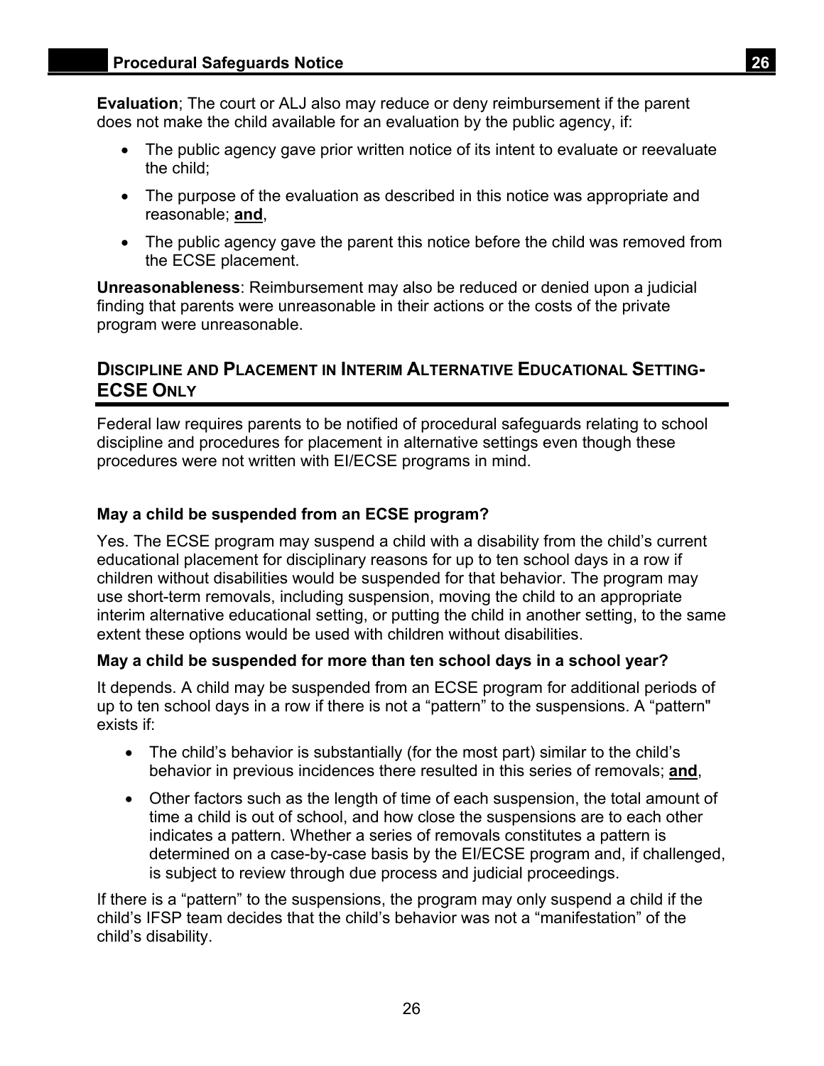**Evaluation**; The court or ALJ also may reduce or deny reimbursement if the parent does not make the child available for an evaluation by the public agency, if:

- The public agency gave prior written notice of its intent to evaluate or reevaluate the child;
- The purpose of the evaluation as described in this notice was appropriate and reasonable; **and**,
- The public agency gave the parent this notice before the child was removed from the ECSE placement.

**Unreasonableness**: Reimbursement may also be reduced or denied upon a judicial finding that parents were unreasonable in their actions or the costs of the private program were unreasonable.

## DISCIPLINE AND PLACEMENT IN INTERIM ALTERNATIVE EDUCATIONAL SETTING-ECSE ONLY

Federal law requires parents to be notified of procedural safeguards relating to school discipline and procedures for placement in alternative settings even though these procedures were not written with EI/ECSE programs in mind.

### May a child be suspended from an ECSE program?

Yes. The ECSE program may suspend a child with a disability from the child's current educational placement for disciplinary reasons for up to ten school days in a row if children without disabilities would be suspended for that behavior. The program may use short-term removals, including suspension, moving the child to an appropriate interim alternative educational setting, or putting the child in another setting, to the same extent these options would be used with children without disabilities.

### May a child be suspended for more than ten school days in a school year?

It depends. A child may be suspended from an ECSE program for additional periods of up to ten school days in a row if there is not a "pattern" to the suspensions. A "pattern" exists if:

- The child's behavior is substantially (for the most part) similar to the child's behavior in previous incidences there resulted in this series of removals; **and**,
- Other factors such as the length of time of each suspension, the total amount of time a child is out of school, and how close the suspensions are to each other indicates a pattern. Whether a series of removals constitutes a pattern is determined on a case-by-case basis by the EI/ECSE program and, if challenged, is subject to review through due process and judicial proceedings.

If there is a "pattern" to the suspensions, the program may only suspend a child if the child's IFSP team decides that the child's behavior was not a "manifestation" of the child's disability.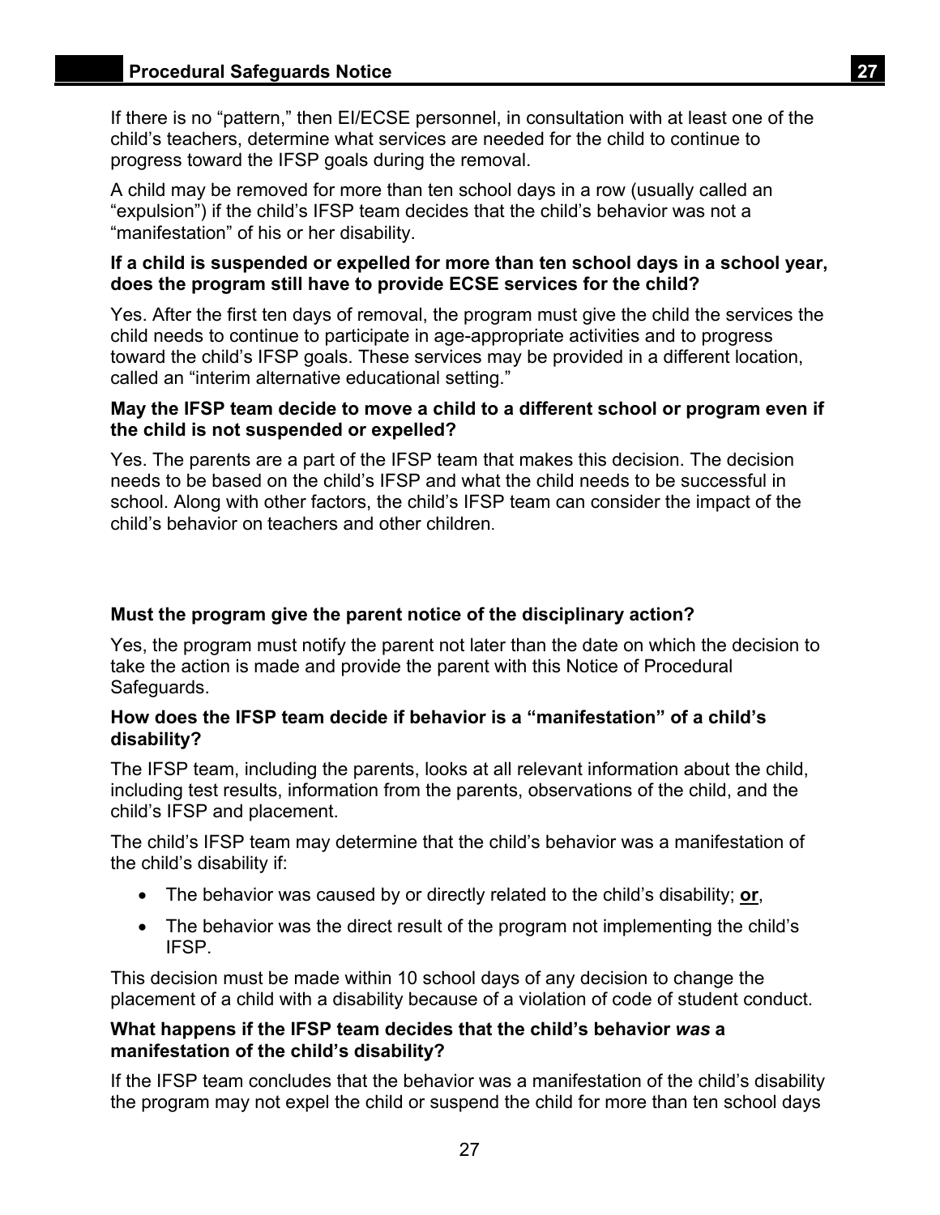If there is no "pattern," then EI/ECSE personnel, in consultation with at least one of the child's teachers, determine what services are needed for the child to continue to progress toward the IFSP goals during the removal.

A child may be removed for more than ten school days in a row (usually called an "expulsion") if the child's IFSP team decides that the child's behavior was not a "manifestation" of his or her disability.

**If a child is suspended or expelled for more than ten school days in a school year, does the program still have to provide ECSE services for the child?**

Yes. After the first ten days of removal, the program must give the child the services the child needs to continue to participate in age-appropriate activities and to progress toward the child's IFSP goals. These services may be provided in a different location, called an "interim alternative educational setting."

**May the IFSP team decide to move a child to a different school or program even if the child is not suspended or expelled?**

Yes. The parents are a part of the IFSP team that makes this decision. The decision needs to be based on the child's IFSP and what the child needs to be successful in school. Along with other factors, the child's IFSP team can consider the impact of the child's behavior on teachers and other children.

**Must the program give the parent notice of the disciplinary action?**

Yes, the program must notify the parent not later than the date on which the decision to take the action is made and provide the parent with this Notice of Procedural Safeguards.

**How does the IFSP team decide if behavior is a "manifestation" of a child's disability?**

The IFSP team, including the parents, looks at all relevant information about the child, including test results, information from the parents, observations of the child, and the child's IFSP and placement.

The child's IFSP team may determine that the child's behavior was a manifestation of the child's disability if:

- The behavior was caused by or directly related to the child's disability; **<u>or</u>**,
- The behavior was the direct result of the program not implementing the child's IFSP.

This decision must be made within 10 school days of any decision to change the placement of a child with a disability because of a violation of code of student conduct.

**What happens if the IFSP team decides that the child's behavior *was* a manifestation of the child's disability?**

If the IFSP team concludes that the behavior was a manifestation of the child's disability the program may not expel the child or suspend the child for more than ten school days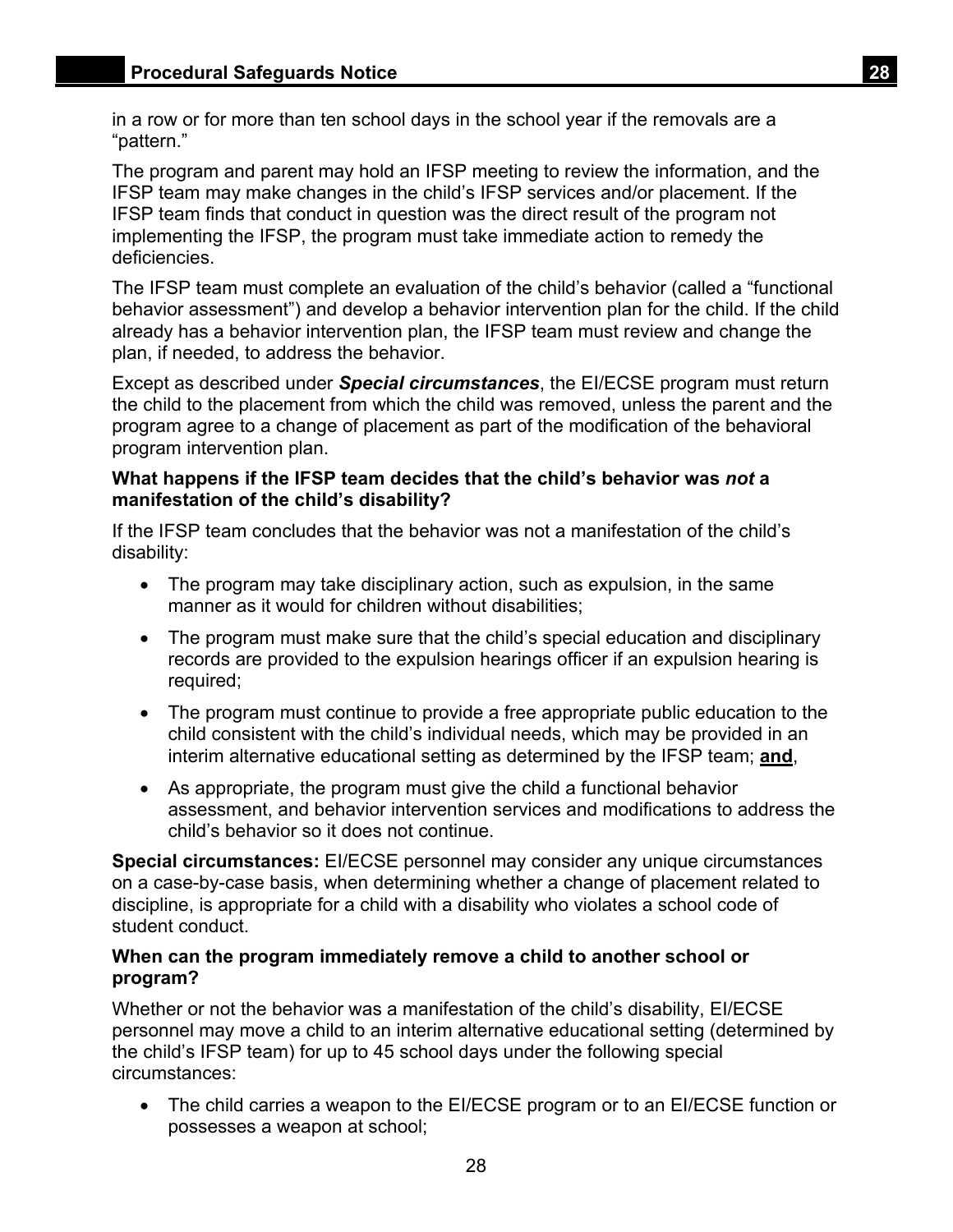in a row or for more than ten school days in the school year if the removals are a "pattern."

The program and parent may hold an IFSP meeting to review the information, and the IFSP team may make changes in the child's IFSP services and/or placement. If the IFSP team finds that conduct in question was the direct result of the program not implementing the IFSP, the program must take immediate action to remedy the deficiencies.

The IFSP team must complete an evaluation of the child's behavior (called a "functional behavior assessment") and develop a behavior intervention plan for the child. If the child already has a behavior intervention plan, the IFSP team must review and change the plan, if needed, to address the behavior.

Except as described under ***Special circumstances***, the EI/ECSE program must return the child to the placement from which the child was removed, unless the parent and the program agree to a change of placement as part of the modification of the behavioral program intervention plan.

**What happens if the IFSP team decides that the child's behavior was *not* a manifestation of the child's disability?**

If the IFSP team concludes that the behavior was not a manifestation of the child's disability:

- The program may take disciplinary action, such as expulsion, in the same manner as it would for children without disabilities;
- The program must make sure that the child's special education and disciplinary records are provided to the expulsion hearings officer if an expulsion hearing is required;
- The program must continue to provide a free appropriate public education to the child consistent with the child's individual needs, which may be provided in an interim alternative educational setting as determined by the IFSP team; **and**,
- As appropriate, the program must give the child a functional behavior assessment, and behavior intervention services and modifications to address the child's behavior so it does not continue.

**Special circumstances:** EI/ECSE personnel may consider any unique circumstances on a case-by-case basis, when determining whether a change of placement related to discipline, is appropriate for a child with a disability who violates a school code of student conduct.

**When can the program immediately remove a child to another school or program?**

Whether or not the behavior was a manifestation of the child's disability, EI/ECSE personnel may move a child to an interim alternative educational setting (determined by the child's IFSP team) for up to 45 school days under the following special circumstances:

- The child carries a weapon to the EI/ECSE program or to an EI/ECSE function or possesses a weapon at school;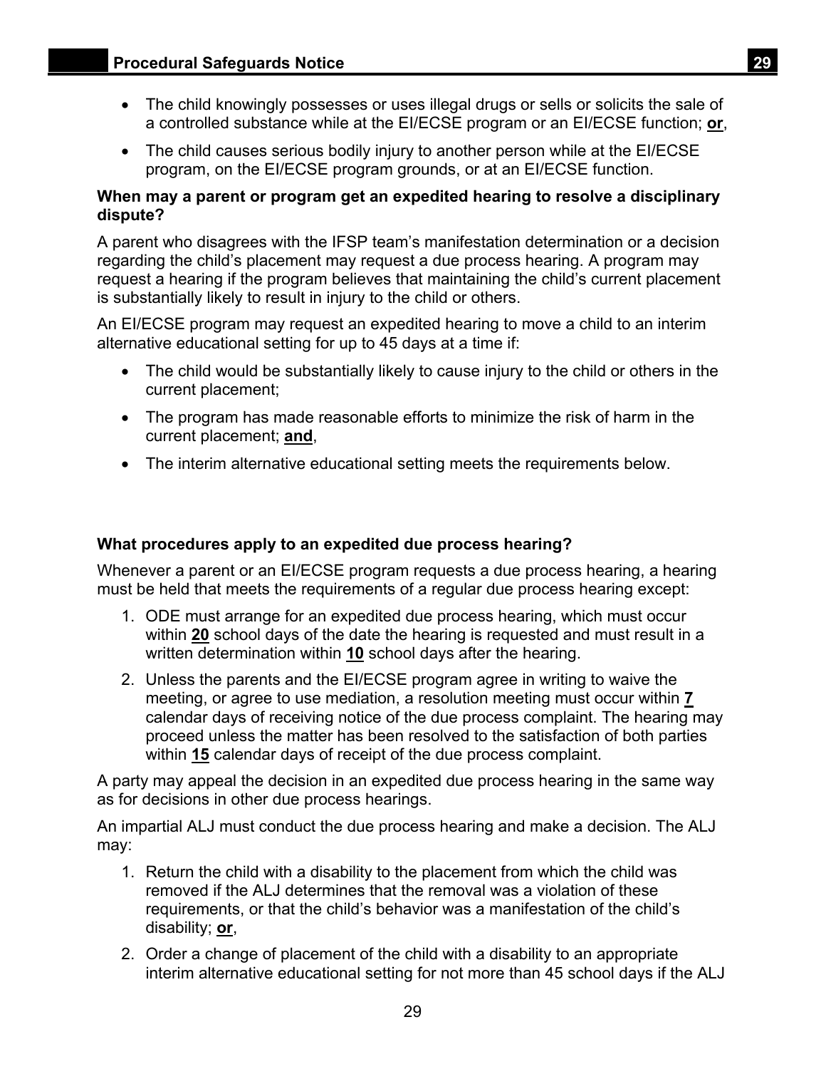- The child knowingly possesses or uses illegal drugs or sells or solicits the sale of a controlled substance while at the EI/ECSE program or an EI/ECSE function; **or**,
- The child causes serious bodily injury to another person while at the EI/ECSE program, on the EI/ECSE program grounds, or at an EI/ECSE function.

**When may a parent or program get an expedited hearing to resolve a disciplinary dispute?**

A parent who disagrees with the IFSP team's manifestation determination or a decision regarding the child's placement may request a due process hearing. A program may request a hearing if the program believes that maintaining the child's current placement is substantially likely to result in injury to the child or others.

An EI/ECSE program may request an expedited hearing to move a child to an interim alternative educational setting for up to 45 days at a time if:

- The child would be substantially likely to cause injury to the child or others in the current placement;
- The program has made reasonable efforts to minimize the risk of harm in the current placement; **and**,
- The interim alternative educational setting meets the requirements below.

**What procedures apply to an expedited due process hearing?**

Whenever a parent or an EI/ECSE program requests a due process hearing, a hearing must be held that meets the requirements of a regular due process hearing except:

1. ODE must arrange for an expedited due process hearing, which must occur within **20** school days of the date the hearing is requested and must result in a written determination within **10** school days after the hearing.
2. Unless the parents and the EI/ECSE program agree in writing to waive the meeting, or agree to use mediation, a resolution meeting must occur within **7** calendar days of receiving notice of the due process complaint. The hearing may proceed unless the matter has been resolved to the satisfaction of both parties within **15** calendar days of receipt of the due process complaint.

A party may appeal the decision in an expedited due process hearing in the same way as for decisions in other due process hearings.

An impartial ALJ must conduct the due process hearing and make a decision. The ALJ may:

1. Return the child with a disability to the placement from which the child was removed if the ALJ determines that the removal was a violation of these requirements, or that the child's behavior was a manifestation of the child's disability; **or**,
2. Order a change of placement of the child with a disability to an appropriate interim alternative educational setting for not more than 45 school days if the ALJ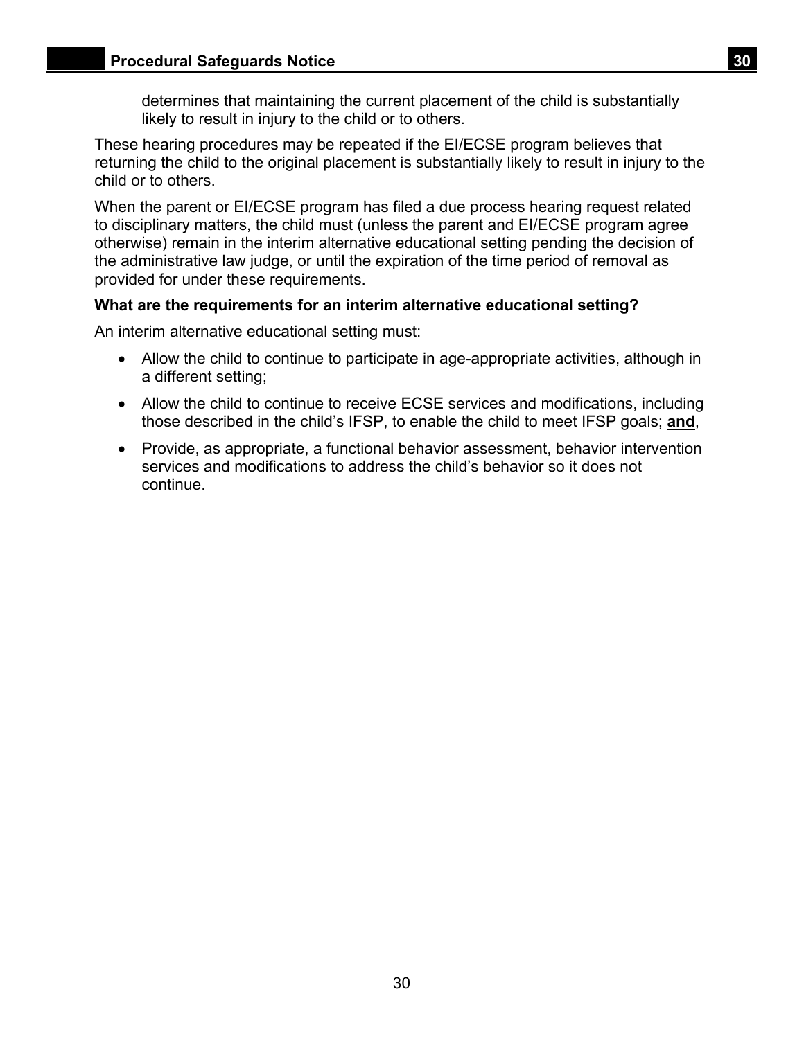determines that maintaining the current placement of the child is substantially likely to result in injury to the child or to others.

These hearing procedures may be repeated if the EI/ECSE program believes that returning the child to the original placement is substantially likely to result in injury to the child or to others.

When the parent or EI/ECSE program has filed a due process hearing request related to disciplinary matters, the child must (unless the parent and EI/ECSE program agree otherwise) remain in the interim alternative educational setting pending the decision of the administrative law judge, or until the expiration of the time period of removal as provided for under these requirements.

**What are the requirements for an interim alternative educational setting?**

An interim alternative educational setting must:

- Allow the child to continue to participate in age-appropriate activities, although in a different setting;
- Allow the child to continue to receive ECSE services and modifications, including those described in the child's IFSP, to enable the child to meet IFSP goals; **and**,
- Provide, as appropriate, a functional behavior assessment, behavior intervention services and modifications to address the child's behavior so it does not continue.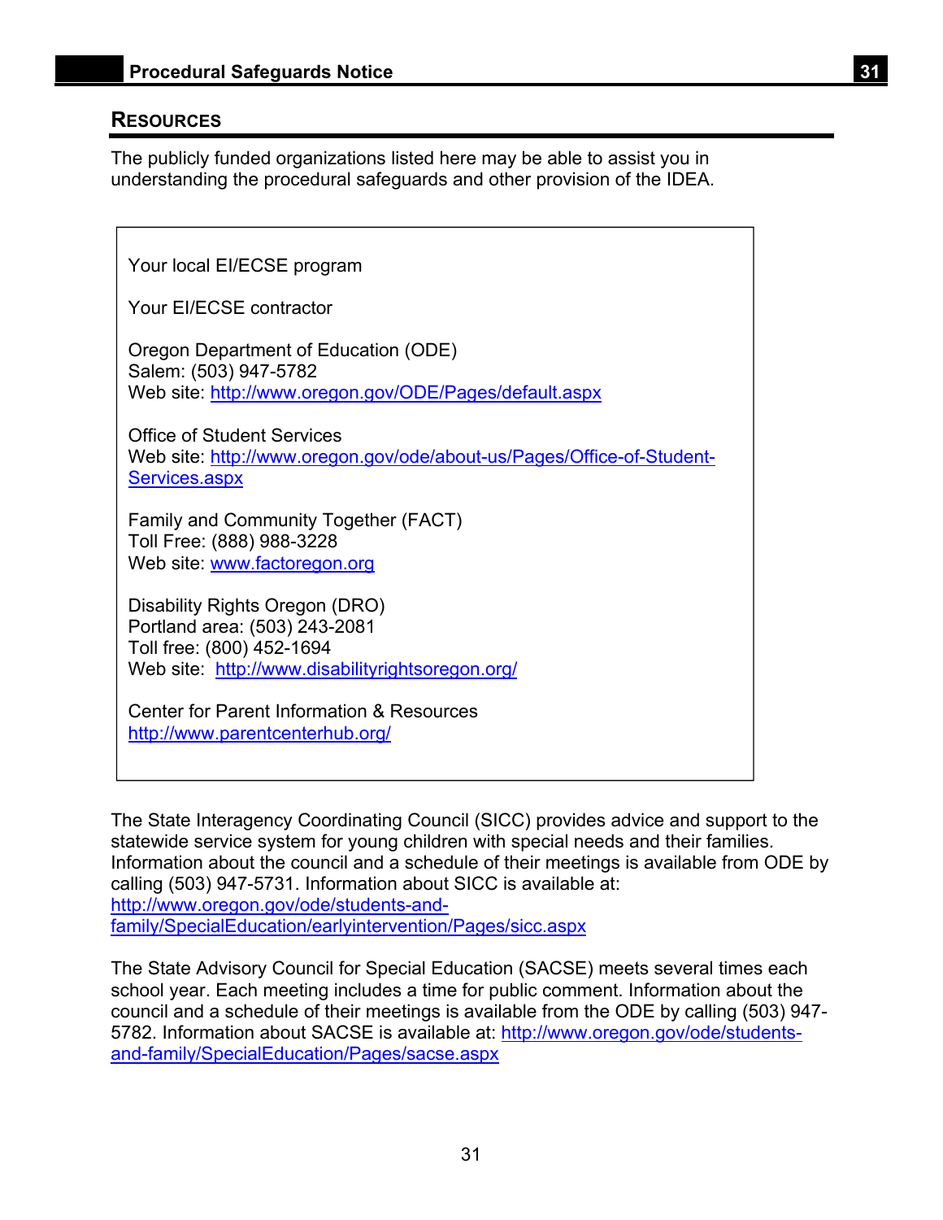## Resources

The publicly funded organizations listed here may be able to assist you in understanding the procedural safeguards and other provision of the IDEA.

Your local EI/ECSE program

Your EI/ECSE contractor

Oregon Department of Education (ODE)
Salem: (503) 947-5782
Web site: http://www.oregon.gov/ODE/Pages/default.aspx

Office of Student Services
Web site: http://www.oregon.gov/ode/about-us/Pages/Office-of-Student-Services.aspx

Family and Community Together (FACT)
Toll Free: (888) 988-3228
Web site: www.factoregon.org

Disability Rights Oregon (DRO)
Portland area: (503) 243-2081
Toll free: (800) 452-1694
Web site: http://www.disabilityrightsoregon.org/

Center for Parent Information & Resources
http://www.parentcenterhub.org/

The State Interagency Coordinating Council (SICC) provides advice and support to the statewide service system for young children with special needs and their families. Information about the council and a schedule of their meetings is available from ODE by calling (503) 947-5731. Information about SICC is available at: http://www.oregon.gov/ode/students-and-family/SpecialEducation/earlyintervention/Pages/sicc.aspx

The State Advisory Council for Special Education (SACSE) meets several times each school year. Each meeting includes a time for public comment. Information about the council and a schedule of their meetings is available from the ODE by calling (503) 947-5782. Information about SACSE is available at: http://www.oregon.gov/ode/students-and-family/SpecialEducation/Pages/sacse.aspx